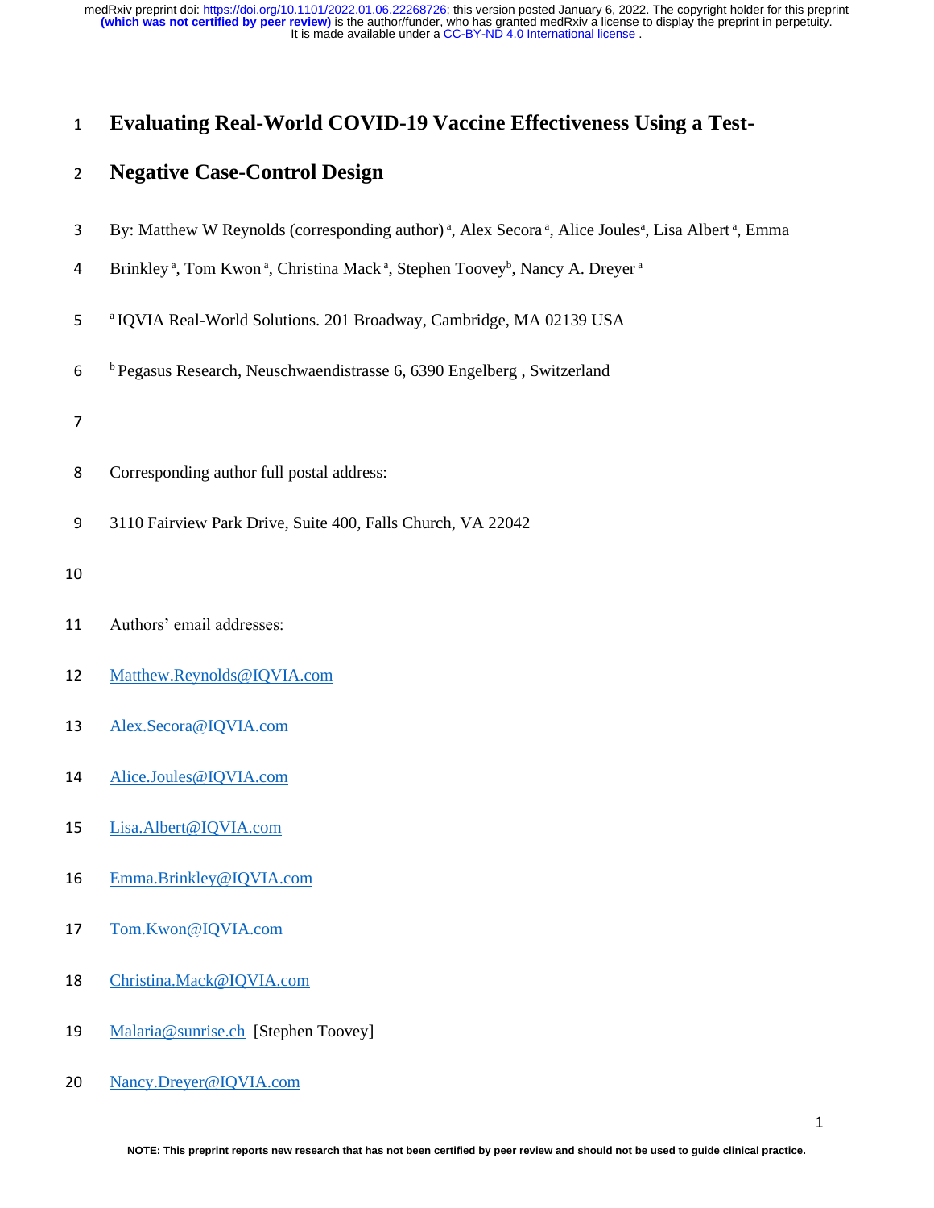# Evaluating Real-World COVID-19 Vaccine Effectiveness Using a Test-Negative Case-Control Design

By: Matthew W Reynolds (corresponding author) [a], Alex Secora [a], Alice Joules[a], Lisa Albert [a], Emma Brinkley [a], Tom Kwon [a], Christina Mack [a], Stephen Toovey[b], Nancy A. Dreyer [a]

[a] IQVIA Real-World Solutions. 201 Broadway, Cambridge, MA 02139 USA

[b] Pegasus Research, Neuschwaendistrasse 6, 6390 Engelberg , Switzerland

Corresponding author full postal address:

3110 Fairview Park Drive, Suite 400, Falls Church, VA 22042

Authors' email addresses:

Matthew.Reynolds@IQVIA.com

Alex.Secora@IQVIA.com

Alice.Joules@IQVIA.com

Lisa.Albert@IQVIA.com

Emma.Brinkley@IQVIA.com

Tom.Kwon@IQVIA.com

Christina.Mack@IQVIA.com

Malaria@sunrise.ch [Stephen Toovey]

Nancy.Dreyer@IQVIA.com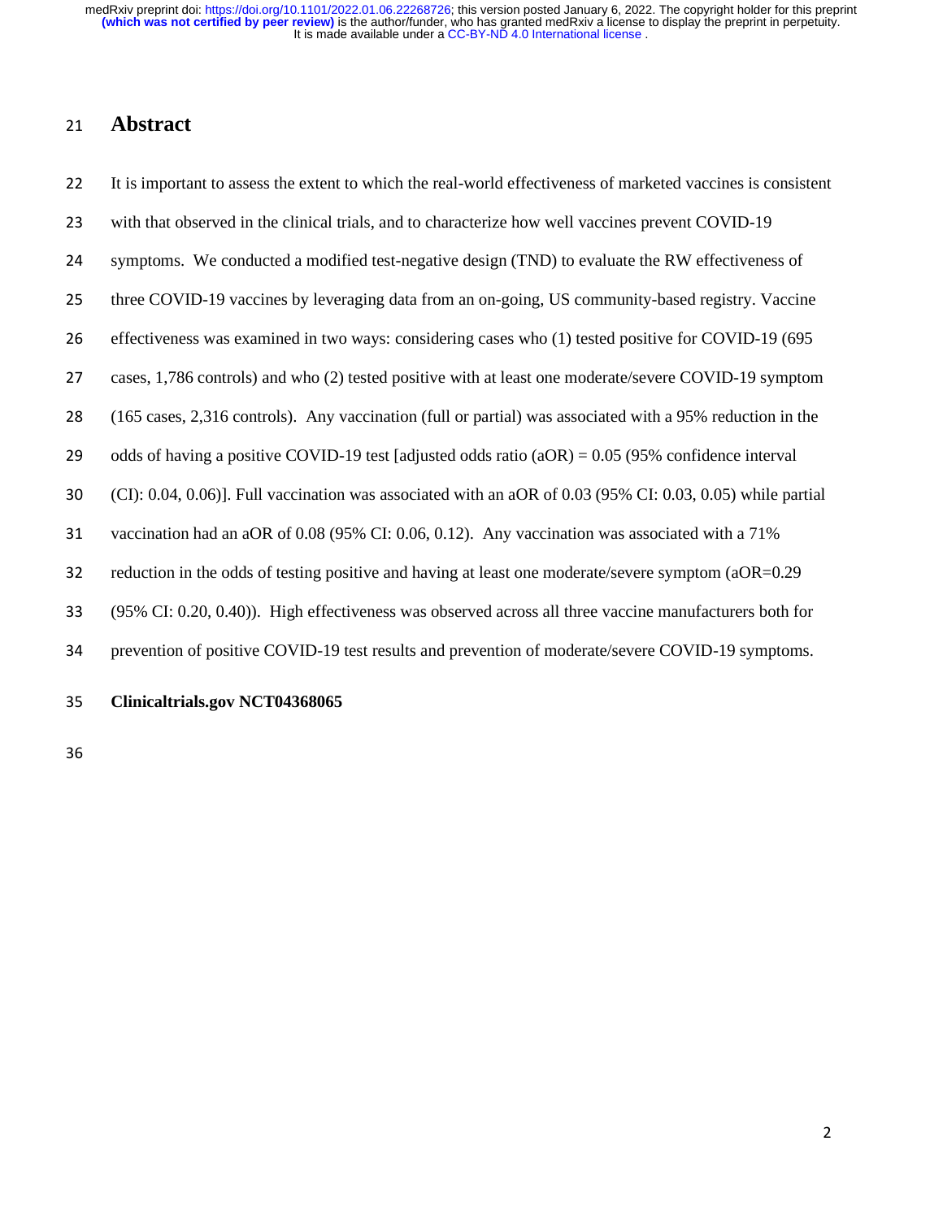## Abstract

It is important to assess the extent to which the real-world effectiveness of marketed vaccines is consistent with that observed in the clinical trials, and to characterize how well vaccines prevent COVID-19 symptoms. We conducted a modified test-negative design (TND) to evaluate the RW effectiveness of three COVID-19 vaccines by leveraging data from an on-going, US community-based registry. Vaccine effectiveness was examined in two ways: considering cases who (1) tested positive for COVID-19 (695 cases, 1,786 controls) and who (2) tested positive with at least one moderate/severe COVID-19 symptom (165 cases, 2,316 controls). Any vaccination (full or partial) was associated with a 95% reduction in the odds of having a positive COVID-19 test [adjusted odds ratio (aOR) = 0.05 (95% confidence interval (CI): 0.04, 0.06)]. Full vaccination was associated with an aOR of 0.03 (95% CI: 0.03, 0.05) while partial vaccination had an aOR of 0.08 (95% CI: 0.06, 0.12). Any vaccination was associated with a 71% reduction in the odds of testing positive and having at least one moderate/severe symptom (aOR=0.29 (95% CI: 0.20, 0.40)). High effectiveness was observed across all three vaccine manufacturers both for prevention of positive COVID-19 test results and prevention of moderate/severe COVID-19 symptoms.

**Clinicaltrials.gov NCT04368065**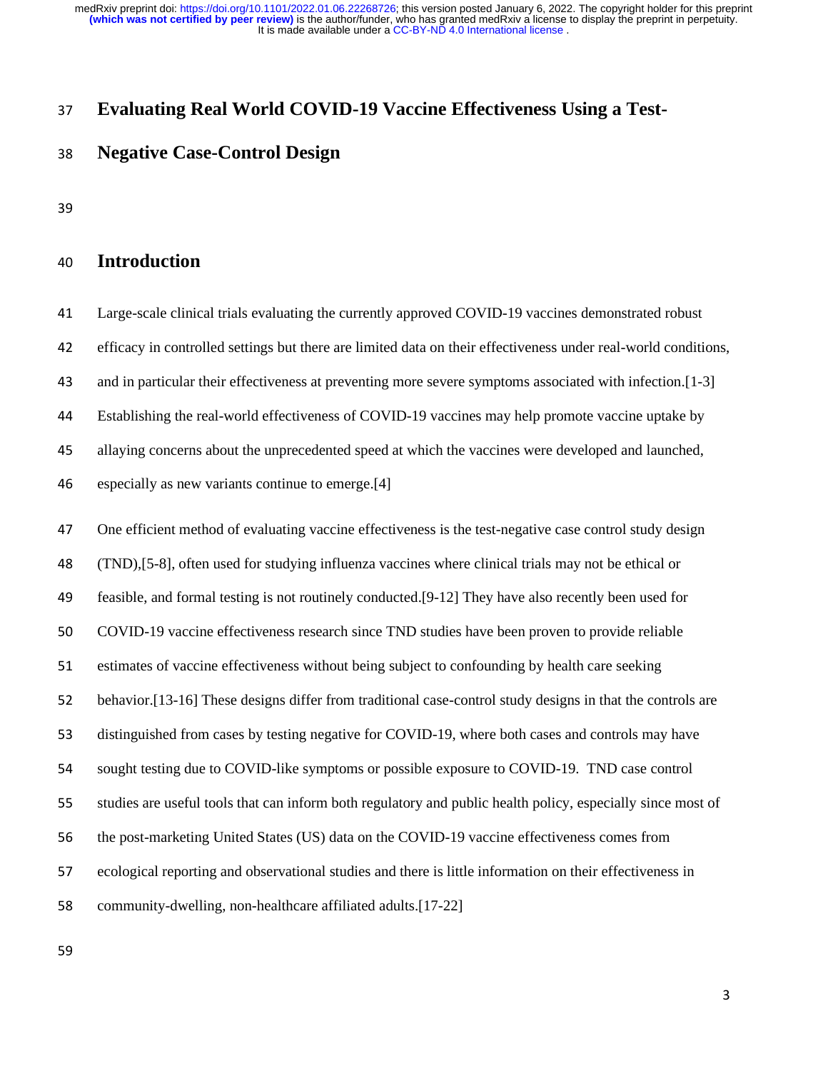# Evaluating Real World COVID-19 Vaccine Effectiveness Using a Test-Negative Case-Control Design

## Introduction

Large-scale clinical trials evaluating the currently approved COVID-19 vaccines demonstrated robust efficacy in controlled settings but there are limited data on their effectiveness under real-world conditions, and in particular their effectiveness at preventing more severe symptoms associated with infection.[1-3] Establishing the real-world effectiveness of COVID-19 vaccines may help promote vaccine uptake by allaying concerns about the unprecedented speed at which the vaccines were developed and launched, especially as new variants continue to emerge.[4]

One efficient method of evaluating vaccine effectiveness is the test-negative case control study design (TND),[5-8], often used for studying influenza vaccines where clinical trials may not be ethical or feasible, and formal testing is not routinely conducted.[9-12] They have also recently been used for COVID-19 vaccine effectiveness research since TND studies have been proven to provide reliable estimates of vaccine effectiveness without being subject to confounding by health care seeking behavior.[13-16] These designs differ from traditional case-control study designs in that the controls are distinguished from cases by testing negative for COVID-19, where both cases and controls may have sought testing due to COVID-like symptoms or possible exposure to COVID-19. TND case control studies are useful tools that can inform both regulatory and public health policy, especially since most of the post-marketing United States (US) data on the COVID-19 vaccine effectiveness comes from ecological reporting and observational studies and there is little information on their effectiveness in community-dwelling, non-healthcare affiliated adults.[17-22]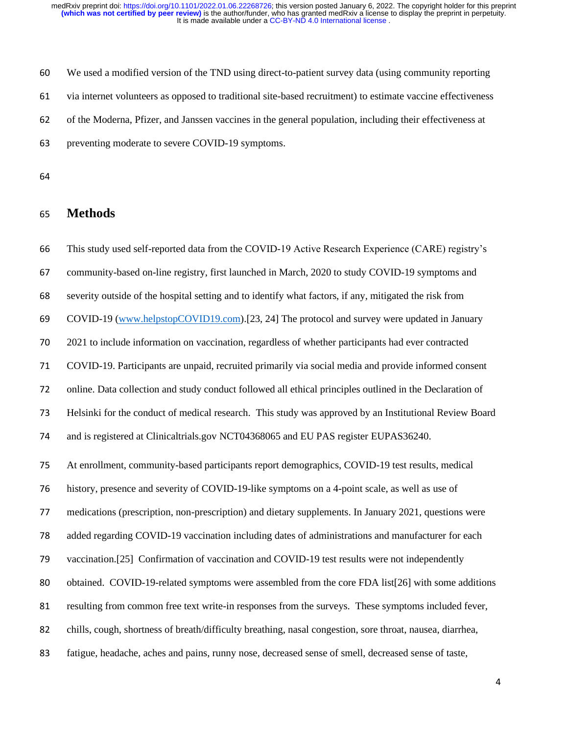We used a modified version of the TND using direct-to-patient survey data (using community reporting via internet volunteers as opposed to traditional site-based recruitment) to estimate vaccine effectiveness of the Moderna, Pfizer, and Janssen vaccines in the general population, including their effectiveness at preventing moderate to severe COVID-19 symptoms.

## Methods

This study used self-reported data from the COVID-19 Active Research Experience (CARE) registry's community-based on-line registry, first launched in March, 2020 to study COVID-19 symptoms and severity outside of the hospital setting and to identify what factors, if any, mitigated the risk from COVID-19 (www.helpstopCOVID19.com).[23, 24] The protocol and survey were updated in January 2021 to include information on vaccination, regardless of whether participants had ever contracted COVID-19. Participants are unpaid, recruited primarily via social media and provide informed consent online. Data collection and study conduct followed all ethical principles outlined in the Declaration of Helsinki for the conduct of medical research. This study was approved by an Institutional Review Board and is registered at Clinicaltrials.gov NCT04368065 and EU PAS register EUPAS36240.

At enrollment, community-based participants report demographics, COVID-19 test results, medical history, presence and severity of COVID-19-like symptoms on a 4-point scale, as well as use of medications (prescription, non-prescription) and dietary supplements. In January 2021, questions were added regarding COVID-19 vaccination including dates of administrations and manufacturer for each vaccination.[25] Confirmation of vaccination and COVID-19 test results were not independently obtained. COVID-19-related symptoms were assembled from the core FDA list[26] with some additions resulting from common free text write-in responses from the surveys. These symptoms included fever, chills, cough, shortness of breath/difficulty breathing, nasal congestion, sore throat, nausea, diarrhea, fatigue, headache, aches and pains, runny nose, decreased sense of smell, decreased sense of taste,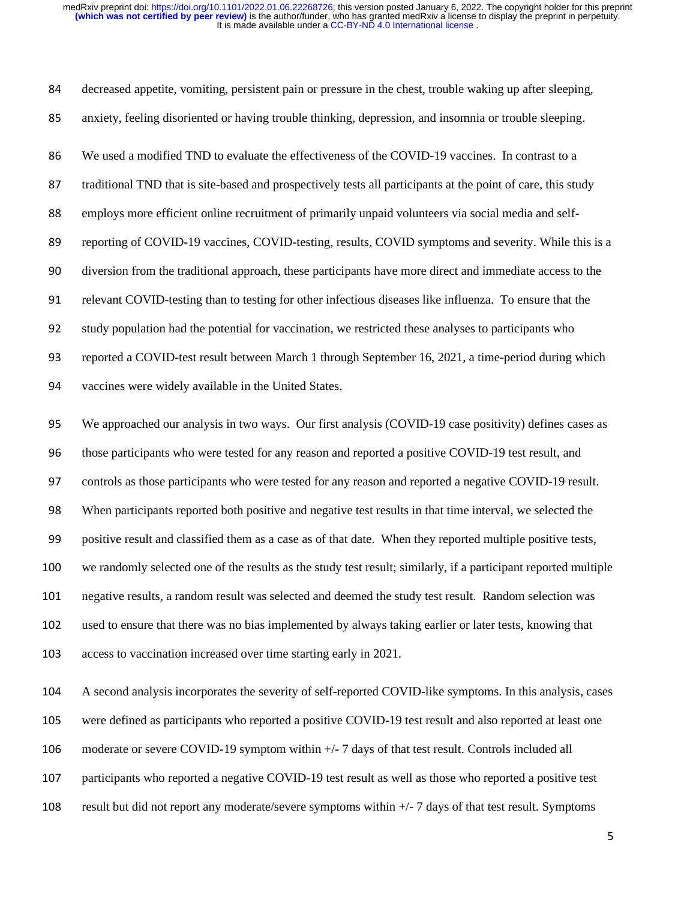decreased appetite, vomiting, persistent pain or pressure in the chest, trouble waking up after sleeping, anxiety, feeling disoriented or having trouble thinking, depression, and insomnia or trouble sleeping.

We used a modified TND to evaluate the effectiveness of the COVID-19 vaccines. In contrast to a traditional TND that is site-based and prospectively tests all participants at the point of care, this study employs more efficient online recruitment of primarily unpaid volunteers via social media and self-reporting of COVID-19 vaccines, COVID-testing, results, COVID symptoms and severity. While this is a diversion from the traditional approach, these participants have more direct and immediate access to the relevant COVID-testing than to testing for other infectious diseases like influenza. To ensure that the study population had the potential for vaccination, we restricted these analyses to participants who reported a COVID-test result between March 1 through September 16, 2021, a time-period during which vaccines were widely available in the United States.

We approached our analysis in two ways. Our first analysis (COVID-19 case positivity) defines cases as those participants who were tested for any reason and reported a positive COVID-19 test result, and controls as those participants who were tested for any reason and reported a negative COVID-19 result. When participants reported both positive and negative test results in that time interval, we selected the positive result and classified them as a case as of that date. When they reported multiple positive tests, we randomly selected one of the results as the study test result; similarly, if a participant reported multiple negative results, a random result was selected and deemed the study test result. Random selection was used to ensure that there was no bias implemented by always taking earlier or later tests, knowing that access to vaccination increased over time starting early in 2021.

A second analysis incorporates the severity of self-reported COVID-like symptoms. In this analysis, cases were defined as participants who reported a positive COVID-19 test result and also reported at least one moderate or severe COVID-19 symptom within +/- 7 days of that test result. Controls included all participants who reported a negative COVID-19 test result as well as those who reported a positive test result but did not report any moderate/severe symptoms within +/- 7 days of that test result. Symptoms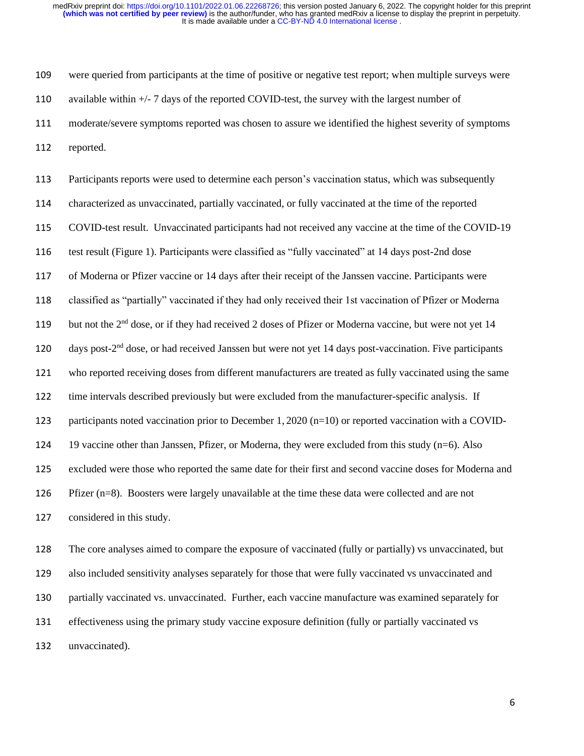were queried from participants at the time of positive or negative test report; when multiple surveys were available within +/- 7 days of the reported COVID-test, the survey with the largest number of moderate/severe symptoms reported was chosen to assure we identified the highest severity of symptoms reported.

Participants reports were used to determine each person's vaccination status, which was subsequently characterized as unvaccinated, partially vaccinated, or fully vaccinated at the time of the reported COVID-test result. Unvaccinated participants had not received any vaccine at the time of the COVID-19 test result (Figure 1). Participants were classified as "fully vaccinated" at 14 days post-2nd dose of Moderna or Pfizer vaccine or 14 days after their receipt of the Janssen vaccine. Participants were classified as "partially" vaccinated if they had only received their 1st vaccination of Pfizer or Moderna but not the 2nd dose, or if they had received 2 doses of Pfizer or Moderna vaccine, but were not yet 14 days post-2nd dose, or had received Janssen but were not yet 14 days post-vaccination. Five participants who reported receiving doses from different manufacturers are treated as fully vaccinated using the same time intervals described previously but were excluded from the manufacturer-specific analysis. If participants noted vaccination prior to December 1, 2020 (n=10) or reported vaccination with a COVID-19 vaccine other than Janssen, Pfizer, or Moderna, they were excluded from this study (n=6). Also excluded were those who reported the same date for their first and second vaccine doses for Moderna and Pfizer (n=8). Boosters were largely unavailable at the time these data were collected and are not considered in this study.

The core analyses aimed to compare the exposure of vaccinated (fully or partially) vs unvaccinated, but also included sensitivity analyses separately for those that were fully vaccinated vs unvaccinated and partially vaccinated vs. unvaccinated. Further, each vaccine manufacture was examined separately for effectiveness using the primary study vaccine exposure definition (fully or partially vaccinated vs unvaccinated).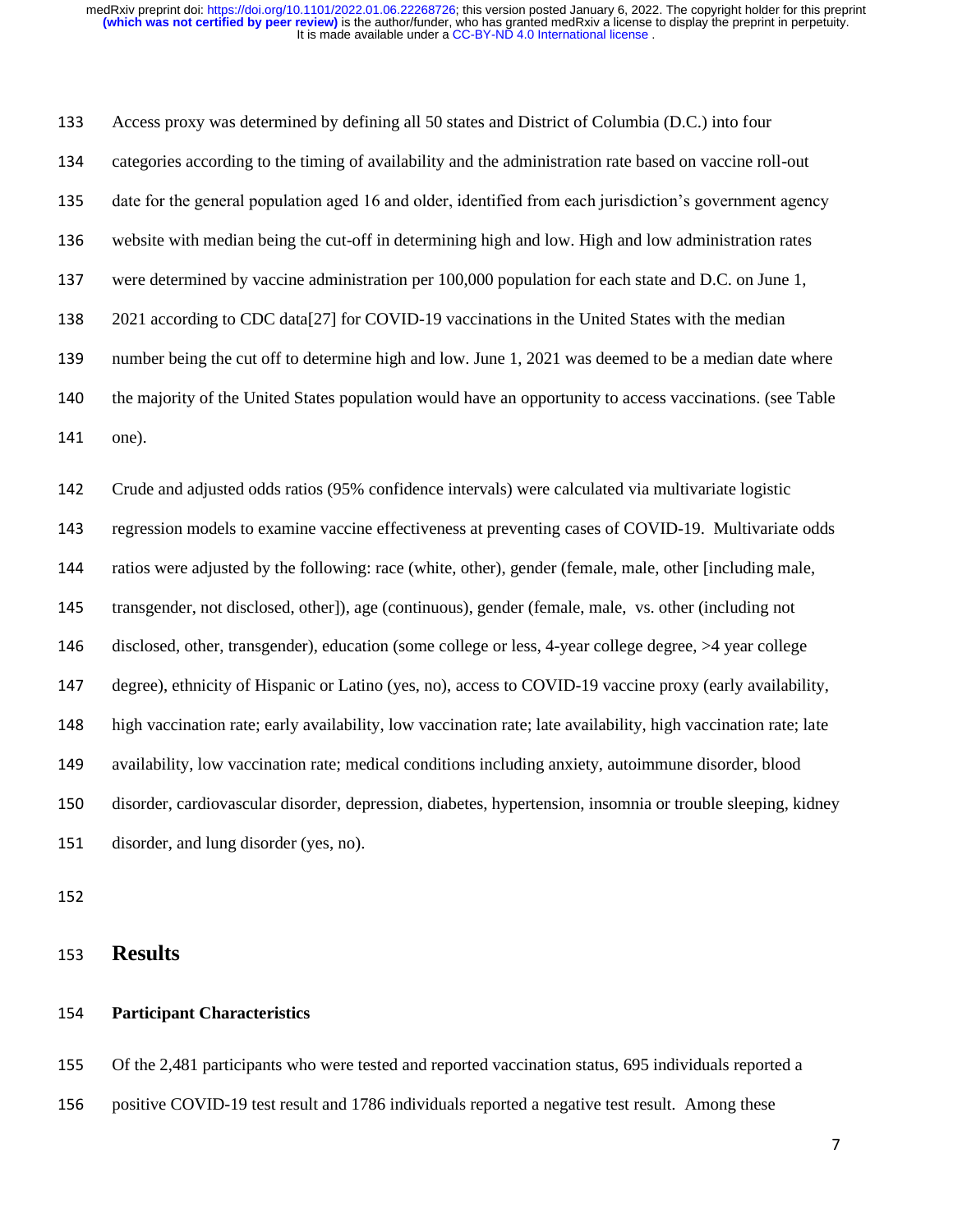Access proxy was determined by defining all 50 states and District of Columbia (D.C.) into four categories according to the timing of availability and the administration rate based on vaccine roll-out date for the general population aged 16 and older, identified from each jurisdiction's government agency website with median being the cut-off in determining high and low. High and low administration rates were determined by vaccine administration per 100,000 population for each state and D.C. on June 1, 2021 according to CDC data[27] for COVID-19 vaccinations in the United States with the median number being the cut off to determine high and low. June 1, 2021 was deemed to be a median date where the majority of the United States population would have an opportunity to access vaccinations. (see Table one).

Crude and adjusted odds ratios (95% confidence intervals) were calculated via multivariate logistic regression models to examine vaccine effectiveness at preventing cases of COVID-19. Multivariate odds ratios were adjusted by the following: race (white, other), gender (female, male, other [including male, transgender, not disclosed, other]), age (continuous), gender (female, male, vs. other (including not disclosed, other, transgender), education (some college or less, 4-year college degree, >4 year college degree), ethnicity of Hispanic or Latino (yes, no), access to COVID-19 vaccine proxy (early availability, high vaccination rate; early availability, low vaccination rate; late availability, high vaccination rate; late availability, low vaccination rate; medical conditions including anxiety, autoimmune disorder, blood disorder, cardiovascular disorder, depression, diabetes, hypertension, insomnia or trouble sleeping, kidney disorder, and lung disorder (yes, no).

# Results

## Participant Characteristics

Of the 2,481 participants who were tested and reported vaccination status, 695 individuals reported a positive COVID-19 test result and 1786 individuals reported a negative test result. Among these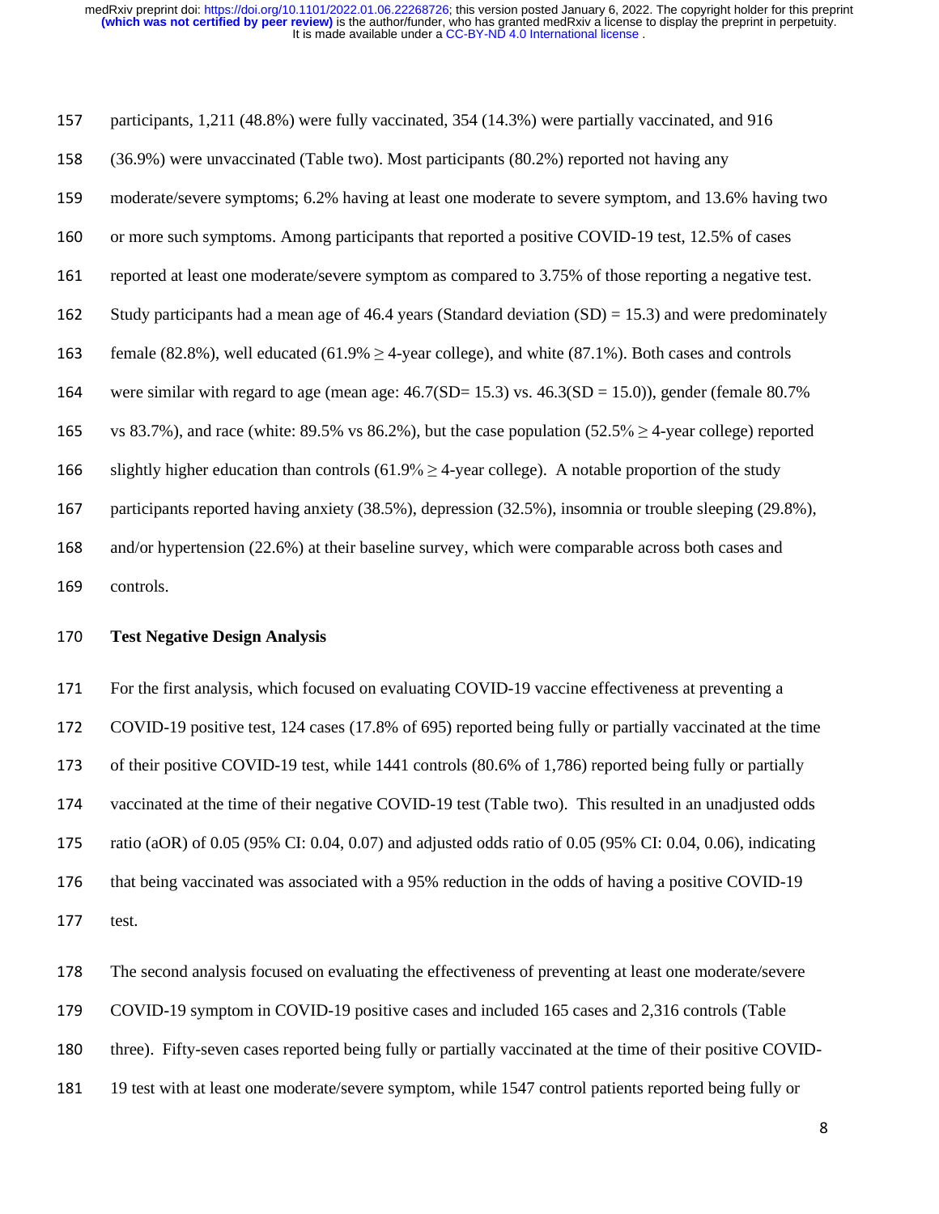participants, 1,211 (48.8%) were fully vaccinated, 354 (14.3%) were partially vaccinated, and 916 (36.9%) were unvaccinated (Table two). Most participants (80.2%) reported not having any moderate/severe symptoms; 6.2% having at least one moderate to severe symptom, and 13.6% having two or more such symptoms. Among participants that reported a positive COVID-19 test, 12.5% of cases reported at least one moderate/severe symptom as compared to 3.75% of those reporting a negative test. Study participants had a mean age of 46.4 years (Standard deviation (SD) = 15.3) and were predominately female (82.8%), well educated (61.9% ≥ 4-year college), and white (87.1%). Both cases and controls were similar with regard to age (mean age: 46.7(SD= 15.3) vs. 46.3(SD = 15.0)), gender (female 80.7% vs 83.7%), and race (white: 89.5% vs 86.2%), but the case population (52.5% ≥ 4-year college) reported slightly higher education than controls (61.9% ≥ 4-year college). A notable proportion of the study participants reported having anxiety (38.5%), depression (32.5%), insomnia or trouble sleeping (29.8%), and/or hypertension (22.6%) at their baseline survey, which were comparable across both cases and controls.

**Test Negative Design Analysis**

For the first analysis, which focused on evaluating COVID-19 vaccine effectiveness at preventing a COVID-19 positive test, 124 cases (17.8% of 695) reported being fully or partially vaccinated at the time of their positive COVID-19 test, while 1441 controls (80.6% of 1,786) reported being fully or partially vaccinated at the time of their negative COVID-19 test (Table two). This resulted in an unadjusted odds ratio (aOR) of 0.05 (95% CI: 0.04, 0.07) and adjusted odds ratio of 0.05 (95% CI: 0.04, 0.06), indicating that being vaccinated was associated with a 95% reduction in the odds of having a positive COVID-19 test.

The second analysis focused on evaluating the effectiveness of preventing at least one moderate/severe COVID-19 symptom in COVID-19 positive cases and included 165 cases and 2,316 controls (Table three). Fifty-seven cases reported being fully or partially vaccinated at the time of their positive COVID-19 test with at least one moderate/severe symptom, while 1547 control patients reported being fully or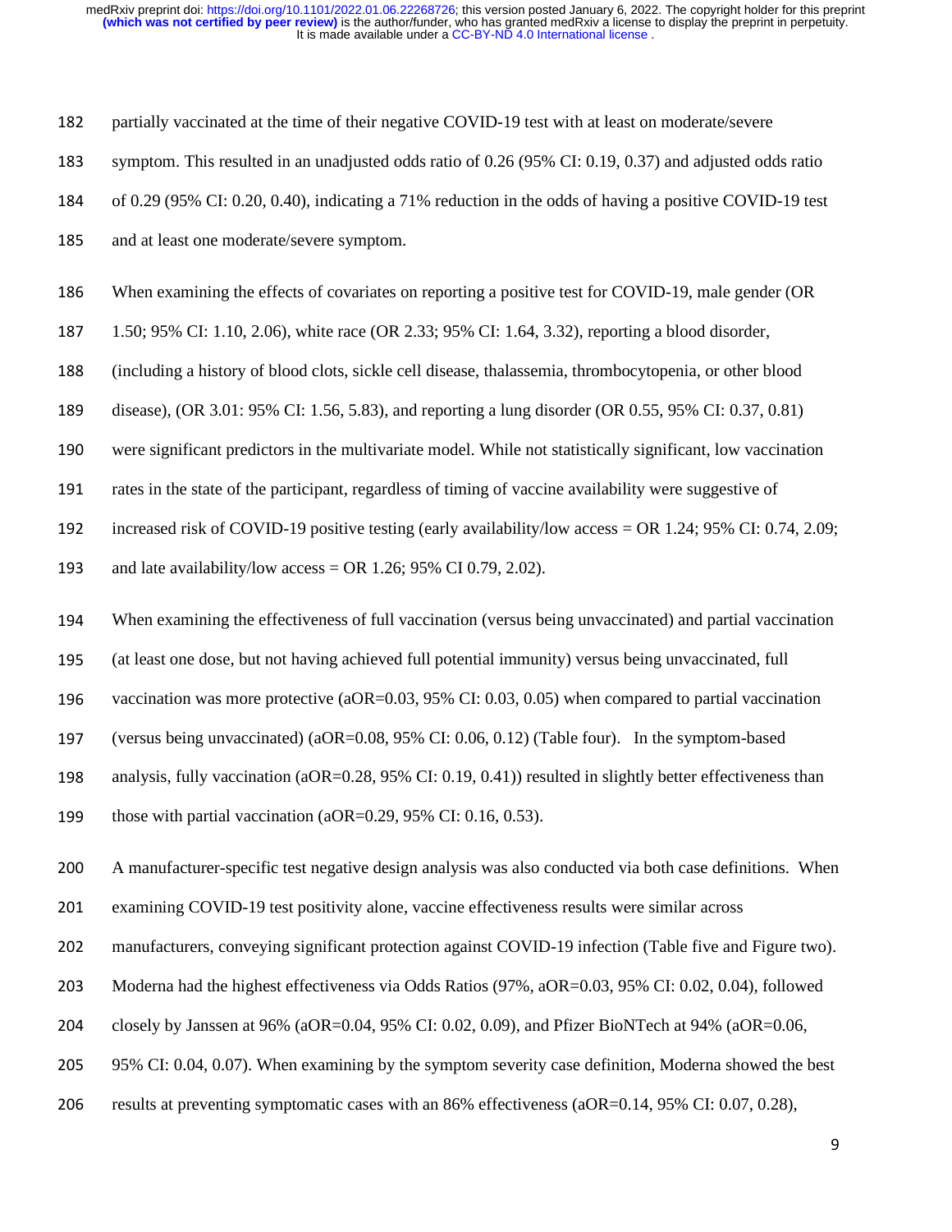partially vaccinated at the time of their negative COVID-19 test with at least on moderate/severe symptom. This resulted in an unadjusted odds ratio of 0.26 (95% CI: 0.19, 0.37) and adjusted odds ratio of 0.29 (95% CI: 0.20, 0.40), indicating a 71% reduction in the odds of having a positive COVID-19 test and at least one moderate/severe symptom.

When examining the effects of covariates on reporting a positive test for COVID-19, male gender (OR 1.50; 95% CI: 1.10, 2.06), white race (OR 2.33; 95% CI: 1.64, 3.32), reporting a blood disorder, (including a history of blood clots, sickle cell disease, thalassemia, thrombocytopenia, or other blood disease), (OR 3.01: 95% CI: 1.56, 5.83), and reporting a lung disorder (OR 0.55, 95% CI: 0.37, 0.81) were significant predictors in the multivariate model. While not statistically significant, low vaccination rates in the state of the participant, regardless of timing of vaccine availability were suggestive of increased risk of COVID-19 positive testing (early availability/low access = OR 1.24; 95% CI: 0.74, 2.09; and late availability/low access = OR 1.26; 95% CI 0.79, 2.02).

When examining the effectiveness of full vaccination (versus being unvaccinated) and partial vaccination (at least one dose, but not having achieved full potential immunity) versus being unvaccinated, full vaccination was more protective (aOR=0.03, 95% CI: 0.03, 0.05) when compared to partial vaccination (versus being unvaccinated) (aOR=0.08, 95% CI: 0.06, 0.12) (Table four). In the symptom-based analysis, fully vaccination (aOR=0.28, 95% CI: 0.19, 0.41)) resulted in slightly better effectiveness than those with partial vaccination (aOR=0.29, 95% CI: 0.16, 0.53).

A manufacturer-specific test negative design analysis was also conducted via both case definitions. When examining COVID-19 test positivity alone, vaccine effectiveness results were similar across manufacturers, conveying significant protection against COVID-19 infection (Table five and Figure two). Moderna had the highest effectiveness via Odds Ratios (97%, aOR=0.03, 95% CI: 0.02, 0.04), followed closely by Janssen at 96% (aOR=0.04, 95% CI: 0.02, 0.09), and Pfizer BioNTech at 94% (aOR=0.06, 95% CI: 0.04, 0.07). When examining by the symptom severity case definition, Moderna showed the best results at preventing symptomatic cases with an 86% effectiveness (aOR=0.14, 95% CI: 0.07, 0.28),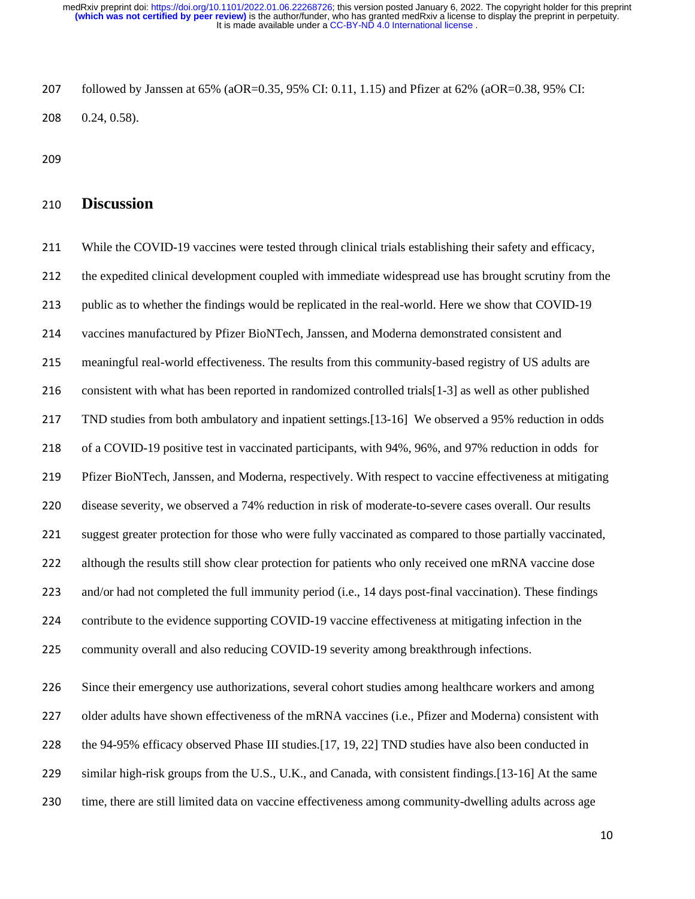followed by Janssen at 65% (aOR=0.35, 95% CI: 0.11, 1.15) and Pfizer at 62% (aOR=0.38, 95% CI: 0.24, 0.58).

## Discussion

While the COVID-19 vaccines were tested through clinical trials establishing their safety and efficacy, the expedited clinical development coupled with immediate widespread use has brought scrutiny from the public as to whether the findings would be replicated in the real-world. Here we show that COVID-19 vaccines manufactured by Pfizer BioNTech, Janssen, and Moderna demonstrated consistent and meaningful real-world effectiveness. The results from this community-based registry of US adults are consistent with what has been reported in randomized controlled trials[1-3] as well as other published TND studies from both ambulatory and inpatient settings.[13-16] We observed a 95% reduction in odds of a COVID-19 positive test in vaccinated participants, with 94%, 96%, and 97% reduction in odds for Pfizer BioNTech, Janssen, and Moderna, respectively. With respect to vaccine effectiveness at mitigating disease severity, we observed a 74% reduction in risk of moderate-to-severe cases overall. Our results suggest greater protection for those who were fully vaccinated as compared to those partially vaccinated, although the results still show clear protection for patients who only received one mRNA vaccine dose and/or had not completed the full immunity period (i.e., 14 days post-final vaccination). These findings contribute to the evidence supporting COVID-19 vaccine effectiveness at mitigating infection in the community overall and also reducing COVID-19 severity among breakthrough infections.

Since their emergency use authorizations, several cohort studies among healthcare workers and among older adults have shown effectiveness of the mRNA vaccines (i.e., Pfizer and Moderna) consistent with the 94-95% efficacy observed Phase III studies.[17, 19, 22] TND studies have also been conducted in similar high-risk groups from the U.S., U.K., and Canada, with consistent findings.[13-16] At the same time, there are still limited data on vaccine effectiveness among community-dwelling adults across age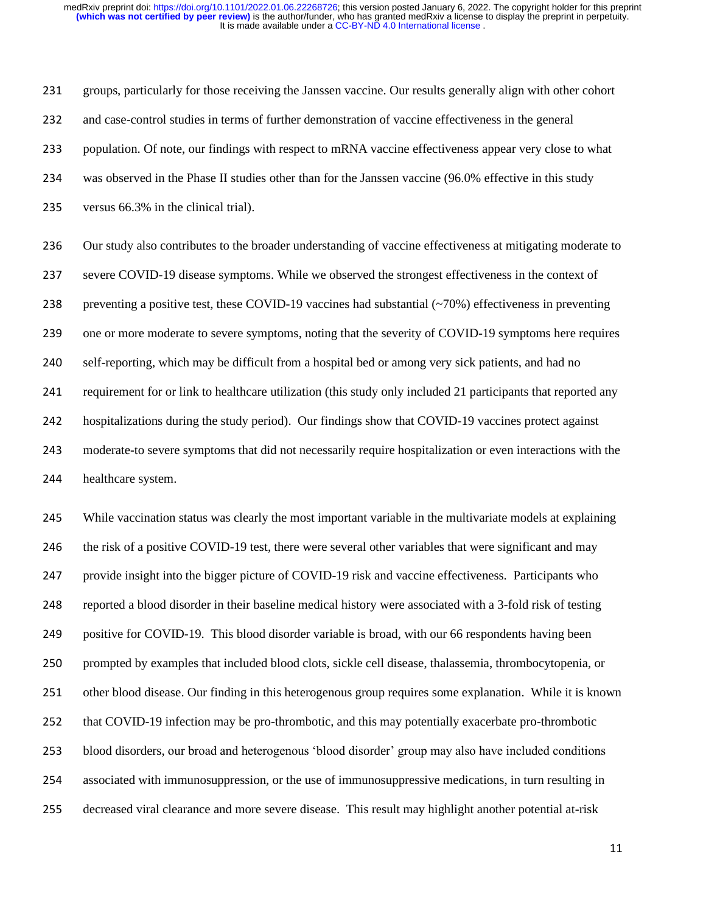groups, particularly for those receiving the Janssen vaccine. Our results generally align with other cohort and case-control studies in terms of further demonstration of vaccine effectiveness in the general population. Of note, our findings with respect to mRNA vaccine effectiveness appear very close to what was observed in the Phase II studies other than for the Janssen vaccine (96.0% effective in this study versus 66.3% in the clinical trial).

Our study also contributes to the broader understanding of vaccine effectiveness at mitigating moderate to severe COVID-19 disease symptoms. While we observed the strongest effectiveness in the context of preventing a positive test, these COVID-19 vaccines had substantial (~70%) effectiveness in preventing one or more moderate to severe symptoms, noting that the severity of COVID-19 symptoms here requires self-reporting, which may be difficult from a hospital bed or among very sick patients, and had no requirement for or link to healthcare utilization (this study only included 21 participants that reported any hospitalizations during the study period). Our findings show that COVID-19 vaccines protect against moderate-to severe symptoms that did not necessarily require hospitalization or even interactions with the healthcare system.

While vaccination status was clearly the most important variable in the multivariate models at explaining the risk of a positive COVID-19 test, there were several other variables that were significant and may provide insight into the bigger picture of COVID-19 risk and vaccine effectiveness. Participants who reported a blood disorder in their baseline medical history were associated with a 3-fold risk of testing positive for COVID-19. This blood disorder variable is broad, with our 66 respondents having been prompted by examples that included blood clots, sickle cell disease, thalassemia, thrombocytopenia, or other blood disease. Our finding in this heterogenous group requires some explanation. While it is known that COVID-19 infection may be pro-thrombotic, and this may potentially exacerbate pro-thrombotic blood disorders, our broad and heterogenous 'blood disorder' group may also have included conditions associated with immunosuppression, or the use of immunosuppressive medications, in turn resulting in decreased viral clearance and more severe disease. This result may highlight another potential at-risk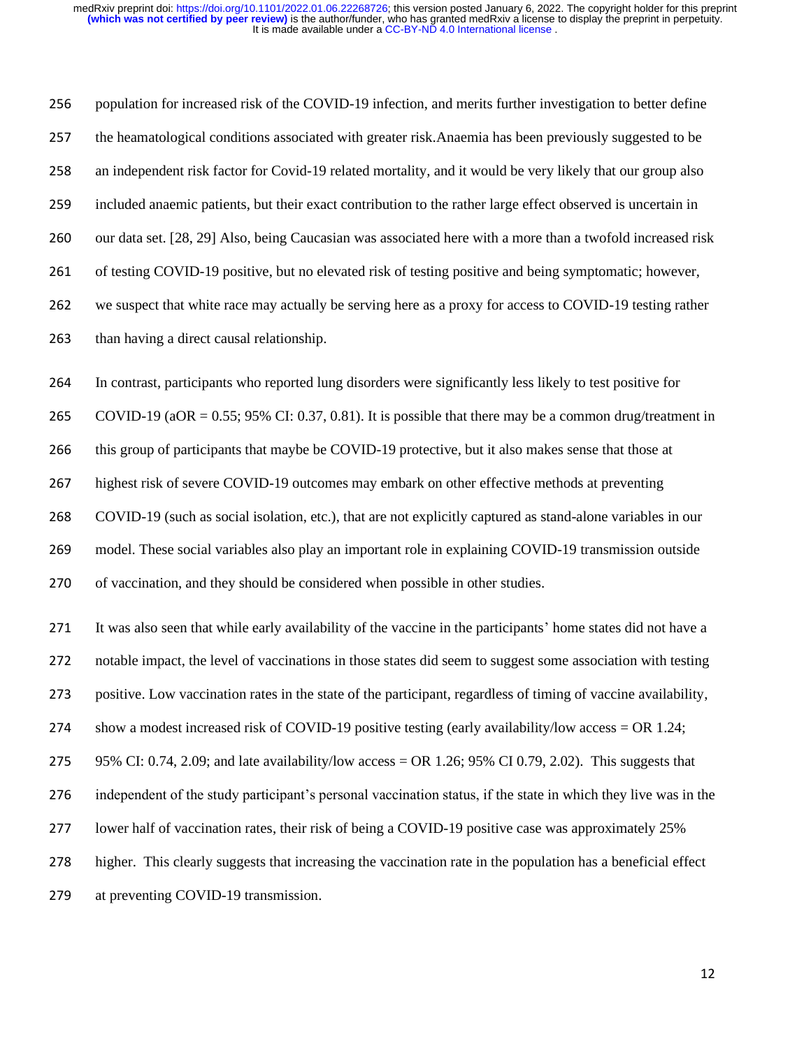population for increased risk of the COVID-19 infection, and merits further investigation to better define the heamatological conditions associated with greater risk.Anaemia has been previously suggested to be an independent risk factor for Covid-19 related mortality, and it would be very likely that our group also included anaemic patients, but their exact contribution to the rather large effect observed is uncertain in our data set. [28, 29] Also, being Caucasian was associated here with a more than a twofold increased risk of testing COVID-19 positive, but no elevated risk of testing positive and being symptomatic; however, we suspect that white race may actually be serving here as a proxy for access to COVID-19 testing rather than having a direct causal relationship.

In contrast, participants who reported lung disorders were significantly less likely to test positive for COVID-19 (aOR = 0.55; 95% CI: 0.37, 0.81). It is possible that there may be a common drug/treatment in this group of participants that maybe be COVID-19 protective, but it also makes sense that those at highest risk of severe COVID-19 outcomes may embark on other effective methods at preventing COVID-19 (such as social isolation, etc.), that are not explicitly captured as stand-alone variables in our model. These social variables also play an important role in explaining COVID-19 transmission outside of vaccination, and they should be considered when possible in other studies.

It was also seen that while early availability of the vaccine in the participants' home states did not have a notable impact, the level of vaccinations in those states did seem to suggest some association with testing positive. Low vaccination rates in the state of the participant, regardless of timing of vaccine availability, show a modest increased risk of COVID-19 positive testing (early availability/low access = OR 1.24; 95% CI: 0.74, 2.09; and late availability/low access = OR 1.26; 95% CI 0.79, 2.02). This suggests that independent of the study participant's personal vaccination status, if the state in which they live was in the lower half of vaccination rates, their risk of being a COVID-19 positive case was approximately 25% higher. This clearly suggests that increasing the vaccination rate in the population has a beneficial effect at preventing COVID-19 transmission.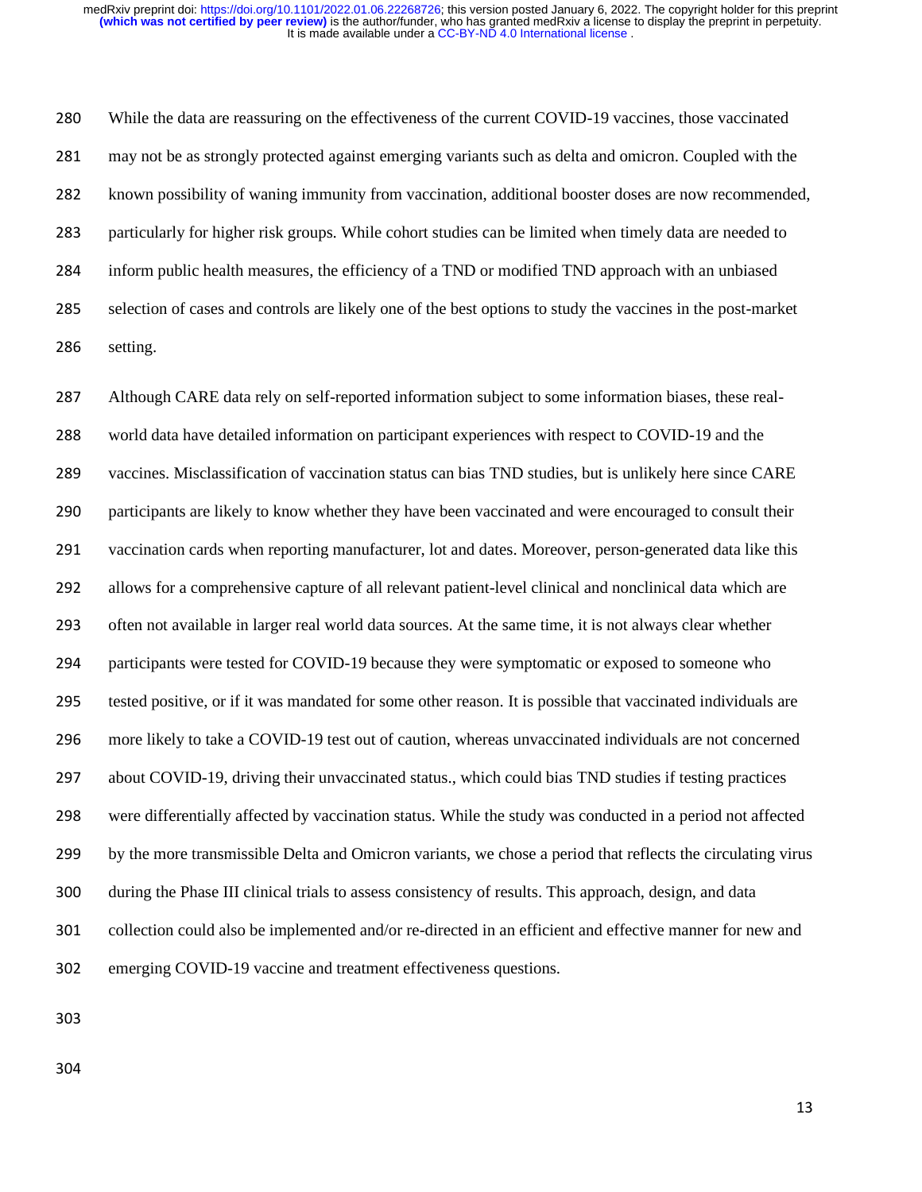While the data are reassuring on the effectiveness of the current COVID-19 vaccines, those vaccinated may not be as strongly protected against emerging variants such as delta and omicron. Coupled with the known possibility of waning immunity from vaccination, additional booster doses are now recommended, particularly for higher risk groups. While cohort studies can be limited when timely data are needed to inform public health measures, the efficiency of a TND or modified TND approach with an unbiased selection of cases and controls are likely one of the best options to study the vaccines in the post-market setting.

Although CARE data rely on self-reported information subject to some information biases, these real-world data have detailed information on participant experiences with respect to COVID-19 and the vaccines. Misclassification of vaccination status can bias TND studies, but is unlikely here since CARE participants are likely to know whether they have been vaccinated and were encouraged to consult their vaccination cards when reporting manufacturer, lot and dates. Moreover, person-generated data like this allows for a comprehensive capture of all relevant patient-level clinical and nonclinical data which are often not available in larger real world data sources. At the same time, it is not always clear whether participants were tested for COVID-19 because they were symptomatic or exposed to someone who tested positive, or if it was mandated for some other reason. It is possible that vaccinated individuals are more likely to take a COVID-19 test out of caution, whereas unvaccinated individuals are not concerned about COVID-19, driving their unvaccinated status., which could bias TND studies if testing practices were differentially affected by vaccination status. While the study was conducted in a period not affected by the more transmissible Delta and Omicron variants, we chose a period that reflects the circulating virus during the Phase III clinical trials to assess consistency of results. This approach, design, and data collection could also be implemented and/or re-directed in an efficient and effective manner for new and emerging COVID-19 vaccine and treatment effectiveness questions.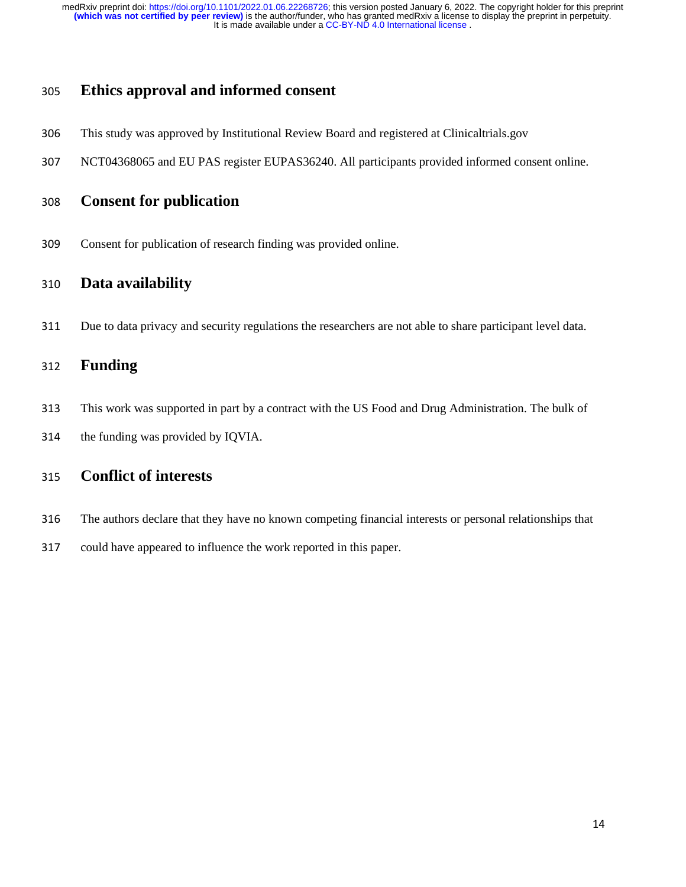## Ethics approval and informed consent

This study was approved by Institutional Review Board and registered at Clinicaltrials.gov NCT04368065 and EU PAS register EUPAS36240. All participants provided informed consent online.

## Consent for publication

Consent for publication of research finding was provided online.

## Data availability

Due to data privacy and security regulations the researchers are not able to share participant level data.

## Funding

This work was supported in part by a contract with the US Food and Drug Administration. The bulk of the funding was provided by IQVIA.

## Conflict of interests

The authors declare that they have no known competing financial interests or personal relationships that could have appeared to influence the work reported in this paper.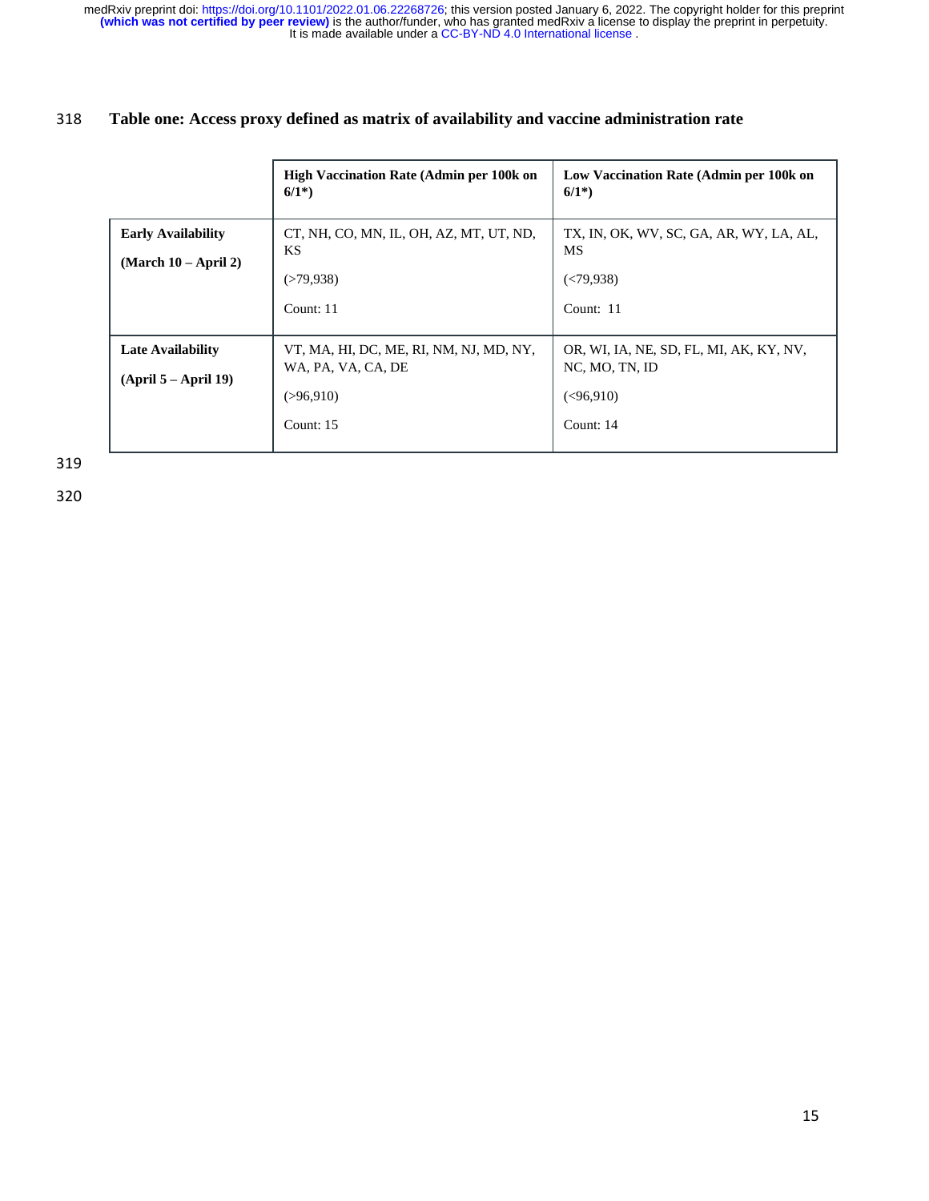**Table one: Access proxy defined as matrix of availability and vaccine administration rate**

| | **High Vaccination Rate (Admin per 100k on 6/1*)** | **Low Vaccination Rate (Admin per 100k on 6/1*)** |
|---|---|---|
| **Early Availability (March 10 – April 2)** | CT, NH, CO, MN, IL, OH, AZ, MT, UT, ND, KS (>79,938) Count: 11 | TX, IN, OK, WV, SC, GA, AR, WY, LA, AL, MS (<79,938) Count: 11 |
| **Late Availability (April 5 – April 19)** | VT, MA, HI, DC, ME, RI, NM, NJ, MD, NY, WA, PA, VA, CA, DE (>96,910) Count: 15 | OR, WI, IA, NE, SD, FL, MI, AK, KY, NV, NC, MO, TN, ID (<96,910) Count: 14 |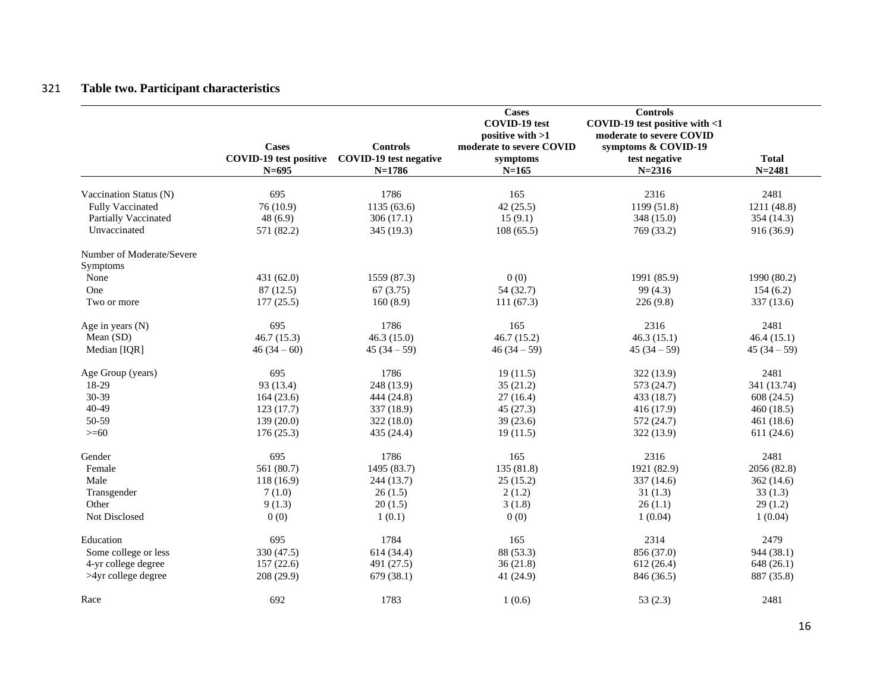**Table two. Participant characteristics**

| | Cases COVID-19 test positive N=695 | Controls COVID-19 test negative N=1786 | Cases COVID-19 test positive with >1 moderate to severe COVID symptoms N=165 | Controls COVID-19 test positive with <1 moderate to severe COVID symptoms & COVID-19 test negative N=2316 | Total N=2481 |
|---|---|---|---|---|---|
| Vaccination Status (N) | 695 | 1786 | 165 | 2316 | 2481 |
| Fully Vaccinated | 76 (10.9) | 1135 (63.6) | 42 (25.5) | 1199 (51.8) | 1211 (48.8) |
| Partially Vaccinated | 48 (6.9) | 306 (17.1) | 15 (9.1) | 348 (15.0) | 354 (14.3) |
| Unvaccinated | 571 (82.2) | 345 (19.3) | 108 (65.5) | 769 (33.2) | 916 (36.9) |
| Number of Moderate/Severe Symptoms | | | | | |
| None | 431 (62.0) | 1559 (87.3) | 0 (0) | 1991 (85.9) | 1990 (80.2) |
| One | 87 (12.5) | 67 (3.75) | 54 (32.7) | 99 (4.3) | 154 (6.2) |
| Two or more | 177 (25.5) | 160 (8.9) | 111 (67.3) | 226 (9.8) | 337 (13.6) |
| Age in years (N) | 695 | 1786 | 165 | 2316 | 2481 |
| Mean (SD) | 46.7 (15.3) | 46.3 (15.0) | 46.7 (15.2) | 46.3 (15.1) | 46.4 (15.1) |
| Median [IQR] | 46 (34 – 60) | 45 (34 – 59) | 46 (34 – 59) | 45 (34 – 59) | 45 (34 – 59) |
| Age Group (years) | 695 | 1786 | 19 (11.5) | 322 (13.9) | 2481 |
| 18-29 | 93 (13.4) | 248 (13.9) | 35 (21.2) | 573 (24.7) | 341 (13.74) |
| 30-39 | 164 (23.6) | 444 (24.8) | 27 (16.4) | 433 (18.7) | 608 (24.5) |
| 40-49 | 123 (17.7) | 337 (18.9) | 45 (27.3) | 416 (17.9) | 460 (18.5) |
| 50-59 | 139 (20.0) | 322 (18.0) | 39 (23.6) | 572 (24.7) | 461 (18.6) |
| >=60 | 176 (25.3) | 435 (24.4) | 19 (11.5) | 322 (13.9) | 611 (24.6) |
| Gender | 695 | 1786 | 165 | 2316 | 2481 |
| Female | 561 (80.7) | 1495 (83.7) | 135 (81.8) | 1921 (82.9) | 2056 (82.8) |
| Male | 118 (16.9) | 244 (13.7) | 25 (15.2) | 337 (14.6) | 362 (14.6) |
| Transgender | 7 (1.0) | 26 (1.5) | 2 (1.2) | 31 (1.3) | 33 (1.3) |
| Other | 9 (1.3) | 20 (1.5) | 3 (1.8) | 26 (1.1) | 29 (1.2) |
| Not Disclosed | 0 (0) | 1 (0.1) | 0 (0) | 1 (0.04) | 1 (0.04) |
| Education | 695 | 1784 | 165 | 2314 | 2479 |
| Some college or less | 330 (47.5) | 614 (34.4) | 88 (53.3) | 856 (37.0) | 944 (38.1) |
| 4-yr college degree | 157 (22.6) | 491 (27.5) | 36 (21.8) | 612 (26.4) | 648 (26.1) |
| >4yr college degree | 208 (29.9) | 679 (38.1) | 41 (24.9) | 846 (36.5) | 887 (35.8) |
| Race | 692 | 1783 | 1 (0.6) | 53 (2.3) | 2481 |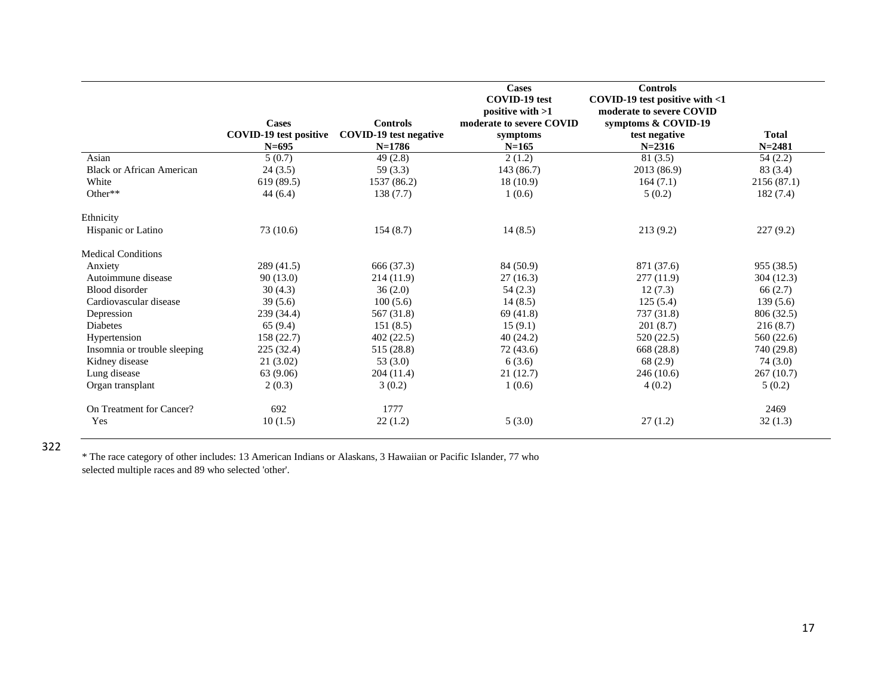| | Cases COVID-19 test positive N=695 | Controls COVID-19 test negative N=1786 | Cases COVID-19 test positive with >1 moderate to severe COVID symptoms N=165 | Controls COVID-19 test positive with <1 moderate to severe COVID symptoms & COVID-19 test negative N=2316 | Total N=2481 |
|---|---|---|---|---|---|
| Asian | 5 (0.7) | 49 (2.8) | 2 (1.2) | 81 (3.5) | 54 (2.2) |
| Black or African American | 24 (3.5) | 59 (3.3) | 143 (86.7) | 2013 (86.9) | 83 (3.4) |
| White | 619 (89.5) | 1537 (86.2) | 18 (10.9) | 164 (7.1) | 2156 (87.1) |
| Other** | 44 (6.4) | 138 (7.7) | 1 (0.6) | 5 (0.2) | 182 (7.4) |
| Ethnicity | | | | | |
| Hispanic or Latino | 73 (10.6) | 154 (8.7) | 14 (8.5) | 213 (9.2) | 227 (9.2) |
| Medical Conditions | | | | | |
| Anxiety | 289 (41.5) | 666 (37.3) | 84 (50.9) | 871 (37.6) | 955 (38.5) |
| Autoimmune disease | 90 (13.0) | 214 (11.9) | 27 (16.3) | 277 (11.9) | 304 (12.3) |
| Blood disorder | 30 (4.3) | 36 (2.0) | 54 (2.3) | 12 (7.3) | 66 (2.7) |
| Cardiovascular disease | 39 (5.6) | 100 (5.6) | 14 (8.5) | 125 (5.4) | 139 (5.6) |
| Depression | 239 (34.4) | 567 (31.8) | 69 (41.8) | 737 (31.8) | 806 (32.5) |
| Diabetes | 65 (9.4) | 151 (8.5) | 15 (9.1) | 201 (8.7) | 216 (8.7) |
| Hypertension | 158 (22.7) | 402 (22.5) | 40 (24.2) | 520 (22.5) | 560 (22.6) |
| Insomnia or trouble sleeping | 225 (32.4) | 515 (28.8) | 72 (43.6) | 668 (28.8) | 740 (29.8) |
| Kidney disease | 21 (3.02) | 53 (3.0) | 6 (3.6) | 68 (2.9) | 74 (3.0) |
| Lung disease | 63 (9.06) | 204 (11.4) | 21 (12.7) | 246 (10.6) | 267 (10.7) |
| Organ transplant | 2 (0.3) | 3 (0.2) | 1 (0.6) | 4 (0.2) | 5 (0.2) |
| On Treatment for Cancer? | 692 | 1777 | | | 2469 |
| Yes | 10 (1.5) | 22 (1.2) | 5 (3.0) | 27 (1.2) | 32 (1.3) |

* The race category of other includes: 13 American Indians or Alaskans, 3 Hawaiian or Pacific Islander, 77 who selected multiple races and 89 who selected 'other'.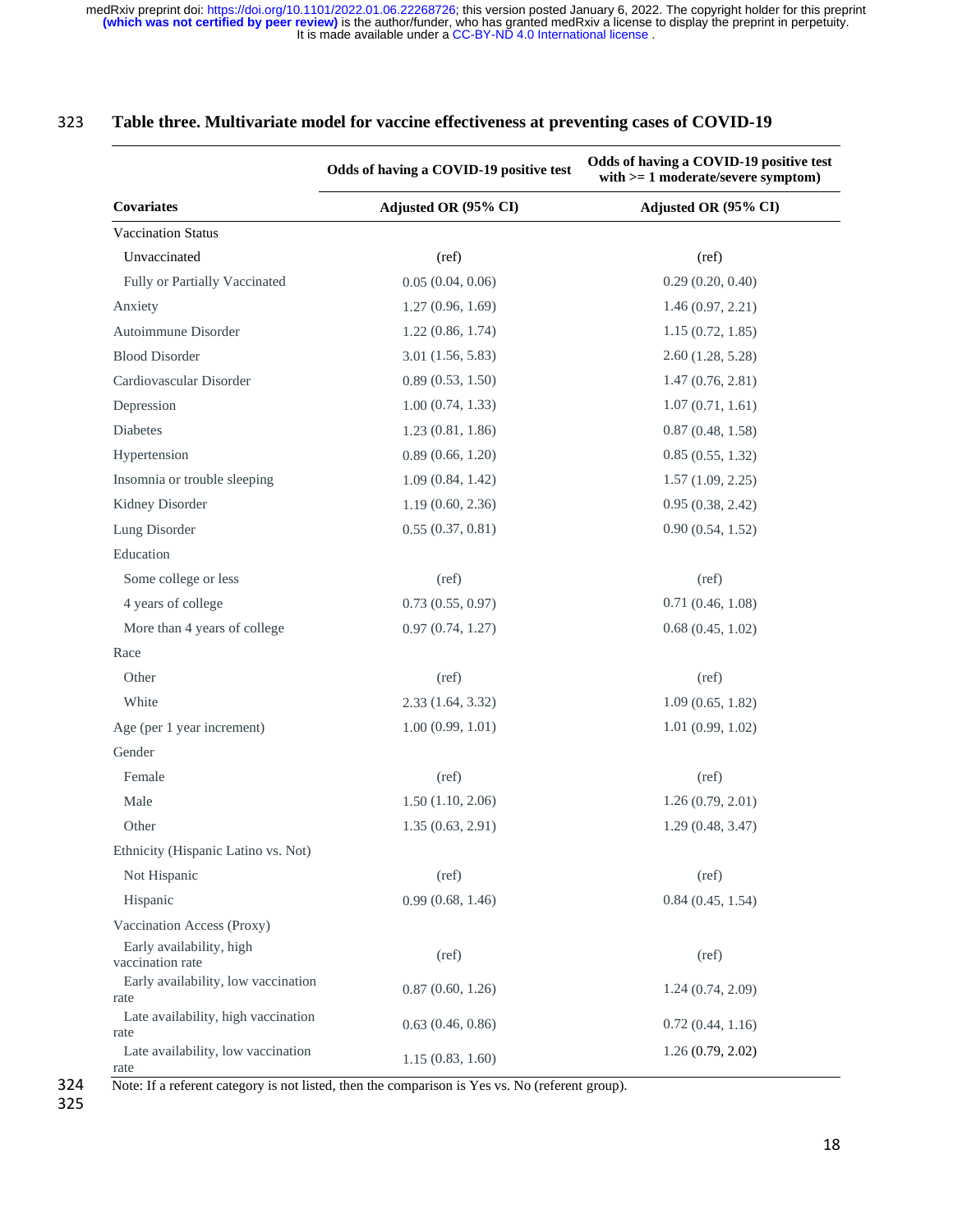**Table three. Multivariate model for vaccine effectiveness at preventing cases of COVID-19**

| | Odds of having a COVID-19 positive test | Odds of having a COVID-19 positive test with >= 1 moderate/severe symptom) |
|---|---|---|
| **Covariates** | **Adjusted OR (95% CI)** | **Adjusted OR (95% CI)** |
| Vaccination Status | | |
| Unvaccinated | (ref) | (ref) |
| Fully or Partially Vaccinated | 0.05 (0.04, 0.06) | 0.29 (0.20, 0.40) |
| Anxiety | 1.27 (0.96, 1.69) | 1.46 (0.97, 2.21) |
| Autoimmune Disorder | 1.22 (0.86, 1.74) | 1.15 (0.72, 1.85) |
| Blood Disorder | 3.01 (1.56, 5.83) | 2.60 (1.28, 5.28) |
| Cardiovascular Disorder | 0.89 (0.53, 1.50) | 1.47 (0.76, 2.81) |
| Depression | 1.00 (0.74, 1.33) | 1.07 (0.71, 1.61) |
| Diabetes | 1.23 (0.81, 1.86) | 0.87 (0.48, 1.58) |
| Hypertension | 0.89 (0.66, 1.20) | 0.85 (0.55, 1.32) |
| Insomnia or trouble sleeping | 1.09 (0.84, 1.42) | 1.57 (1.09, 2.25) |
| Kidney Disorder | 1.19 (0.60, 2.36) | 0.95 (0.38, 2.42) |
| Lung Disorder | 0.55 (0.37, 0.81) | 0.90 (0.54, 1.52) |
| Education | | |
| Some college or less | (ref) | (ref) |
| 4 years of college | 0.73 (0.55, 0.97) | 0.71 (0.46, 1.08) |
| More than 4 years of college | 0.97 (0.74, 1.27) | 0.68 (0.45, 1.02) |
| Race | | |
| Other | (ref) | (ref) |
| White | 2.33 (1.64, 3.32) | 1.09 (0.65, 1.82) |
| Age (per 1 year increment) | 1.00 (0.99, 1.01) | 1.01 (0.99, 1.02) |
| Gender | | |
| Female | (ref) | (ref) |
| Male | 1.50 (1.10, 2.06) | 1.26 (0.79, 2.01) |
| Other | 1.35 (0.63, 2.91) | 1.29 (0.48, 3.47) |
| Ethnicity (Hispanic Latino vs. Not) | | |
| Not Hispanic | (ref) | (ref) |
| Hispanic | 0.99 (0.68, 1.46) | 0.84 (0.45, 1.54) |
| Vaccination Access (Proxy) | | |
| Early availability, high vaccination rate | (ref) | (ref) |
| Early availability, low vaccination rate | 0.87 (0.60, 1.26) | 1.24 (0.74, 2.09) |
| Late availability, high vaccination rate | 0.63 (0.46, 0.86) | 0.72 (0.44, 1.16) |
| Late availability, low vaccination rate | 1.15 (0.83, 1.60) | 1.26 (0.79, 2.02) |

Note: If a referent category is not listed, then the comparison is Yes vs. No (referent group).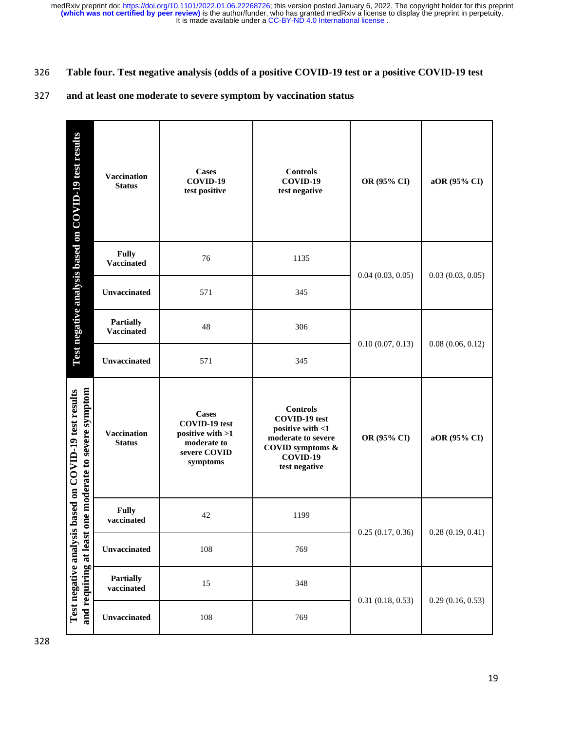Table four. Test negative analysis (odds of a positive COVID-19 test or a positive COVID-19 test and at least one moderate to severe symptom by vaccination status

| Test negative analysis based on COVID-19 test results | Vaccination Status | Cases COVID-19 test positive | Controls COVID-19 test negative | OR (95% CI) | aOR (95% CI) |
|---|---|---|---|---|---|
| | Fully Vaccinated | 76 | 1135 | 0.04 (0.03, 0.05) | 0.03 (0.03, 0.05) |
| | Unvaccinated | 571 | 345 | | |
| | Partially Vaccinated | 48 | 306 | 0.10 (0.07, 0.13) | 0.08 (0.06, 0.12) |
| | Unvaccinated | 571 | 345 | | |

| Test negative analysis based on COVID-19 test results and requiring at least one moderate to severe symptom | Vaccination Status | Cases COVID-19 test positive with >1 moderate to severe COVID symptoms | Controls COVID-19 test positive with <1 moderate to severe COVID symptoms & COVID-19 test negative | OR (95% CI) | aOR (95% CI) |
|---|---|---|---|---|---|
| | Fully vaccinated | 42 | 1199 | 0.25 (0.17, 0.36) | 0.28 (0.19, 0.41) |
| | Unvaccinated | 108 | 769 | | |
| | Partially vaccinated | 15 | 348 | 0.31 (0.18, 0.53) | 0.29 (0.16, 0.53) |
| | Unvaccinated | 108 | 769 | | |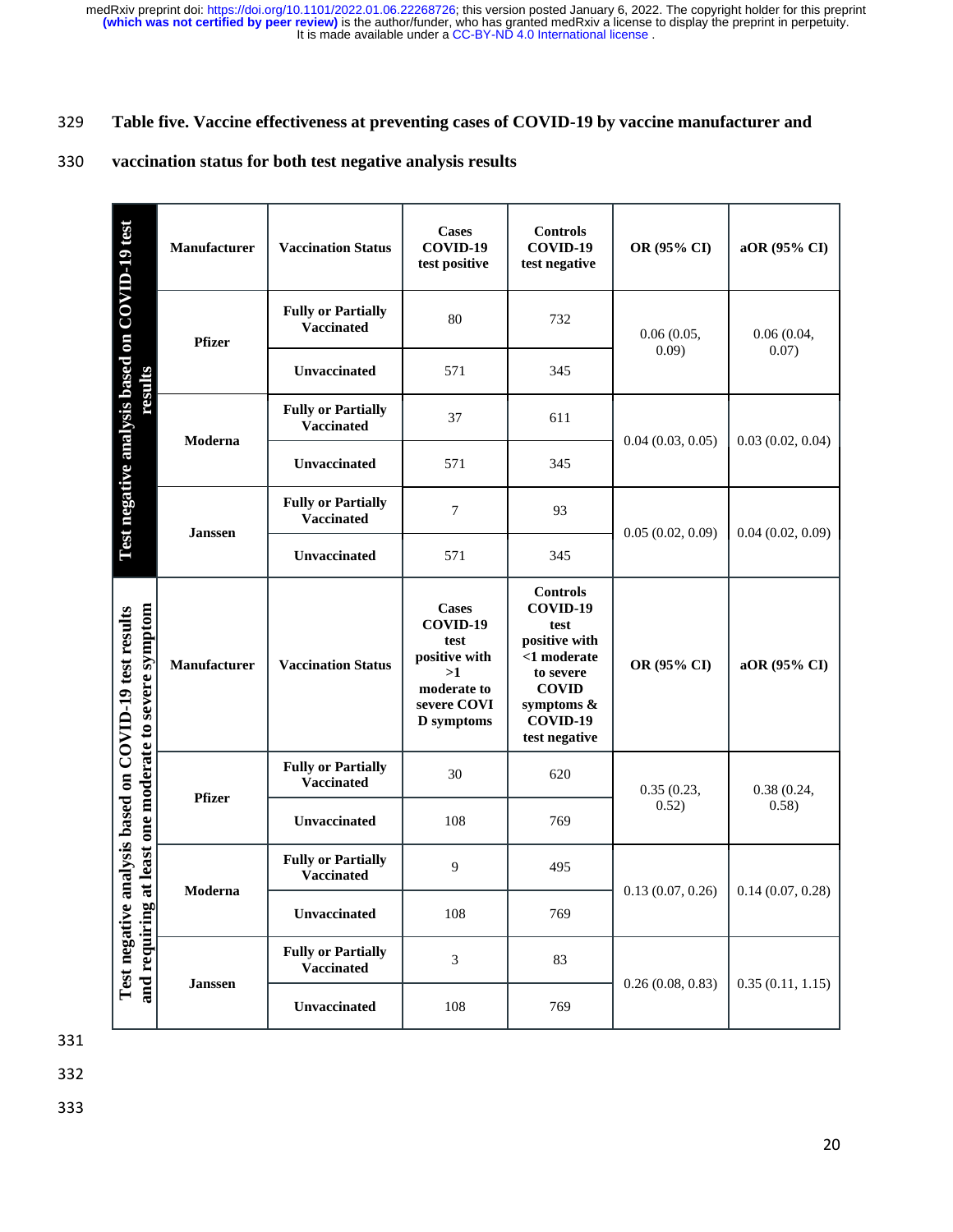**Table five. Vaccine effectiveness at preventing cases of COVID-19 by vaccine manufacturer and vaccination status for both test negative analysis results**

| Analysis | Manufacturer | Vaccination Status | Cases COVID-19 test positive | Controls COVID-19 test negative | OR (95% CI) | aOR (95% CI) |
|---|---|---|---|---|---|---|
| Test negative analysis based on COVID-19 test results | Pfizer | Fully or Partially Vaccinated | 80 | 732 | 0.06 (0.05, 0.09) | 0.06 (0.04, 0.07) |
| | | Unvaccinated | 571 | 345 | | |
| | Moderna | Fully or Partially Vaccinated | 37 | 611 | 0.04 (0.03, 0.05) | 0.03 (0.02, 0.04) |
| | | Unvaccinated | 571 | 345 | | |
| | Janssen | Fully or Partially Vaccinated | 7 | 93 | 0.05 (0.02, 0.09) | 0.04 (0.02, 0.09) |
| | | Unvaccinated | 571 | 345 | | |
| **Analysis** | **Manufacturer** | **Vaccination Status** | **Cases COVID-19 test positive with >1 moderate to severe COVID symptoms** | **Controls COVID-19 test positive with <1 moderate to severe COVID symptoms & COVID-19 test negative** | **OR (95% CI)** | **aOR (95% CI)** |
| Test negative analysis based on COVID-19 test results and requiring at least one moderate to severe symptom | Pfizer | Fully or Partially Vaccinated | 30 | 620 | 0.35 (0.23, 0.52) | 0.38 (0.24, 0.58) |
| | | Unvaccinated | 108 | 769 | | |
| | Moderna | Fully or Partially Vaccinated | 9 | 495 | 0.13 (0.07, 0.26) | 0.14 (0.07, 0.28) |
| | | Unvaccinated | 108 | 769 | | |
| | Janssen | Fully or Partially Vaccinated | 3 | 83 | 0.26 (0.08, 0.83) | 0.35 (0.11, 1.15) |
| | | Unvaccinated | 108 | 769 | | |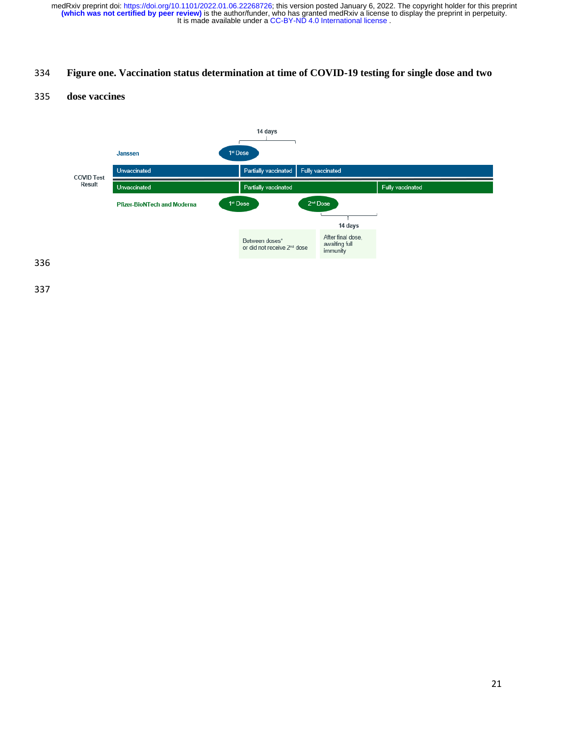**Figure one. Vaccination status determination at time of COVID-19 testing for single dose and two dose vaccines**

14 days

Janssen

1st Dose

COVID Test Result

Unvaccinated | Partially vaccinated | Fully vaccinated

Unvaccinated | Partially vaccinated | Fully vaccinated

Pfizer-BioNTech and Moderna

1st Dose

2nd Dose

14 days

Between doses* or did not receive 2nd dose

After final dose, awaiting full immunity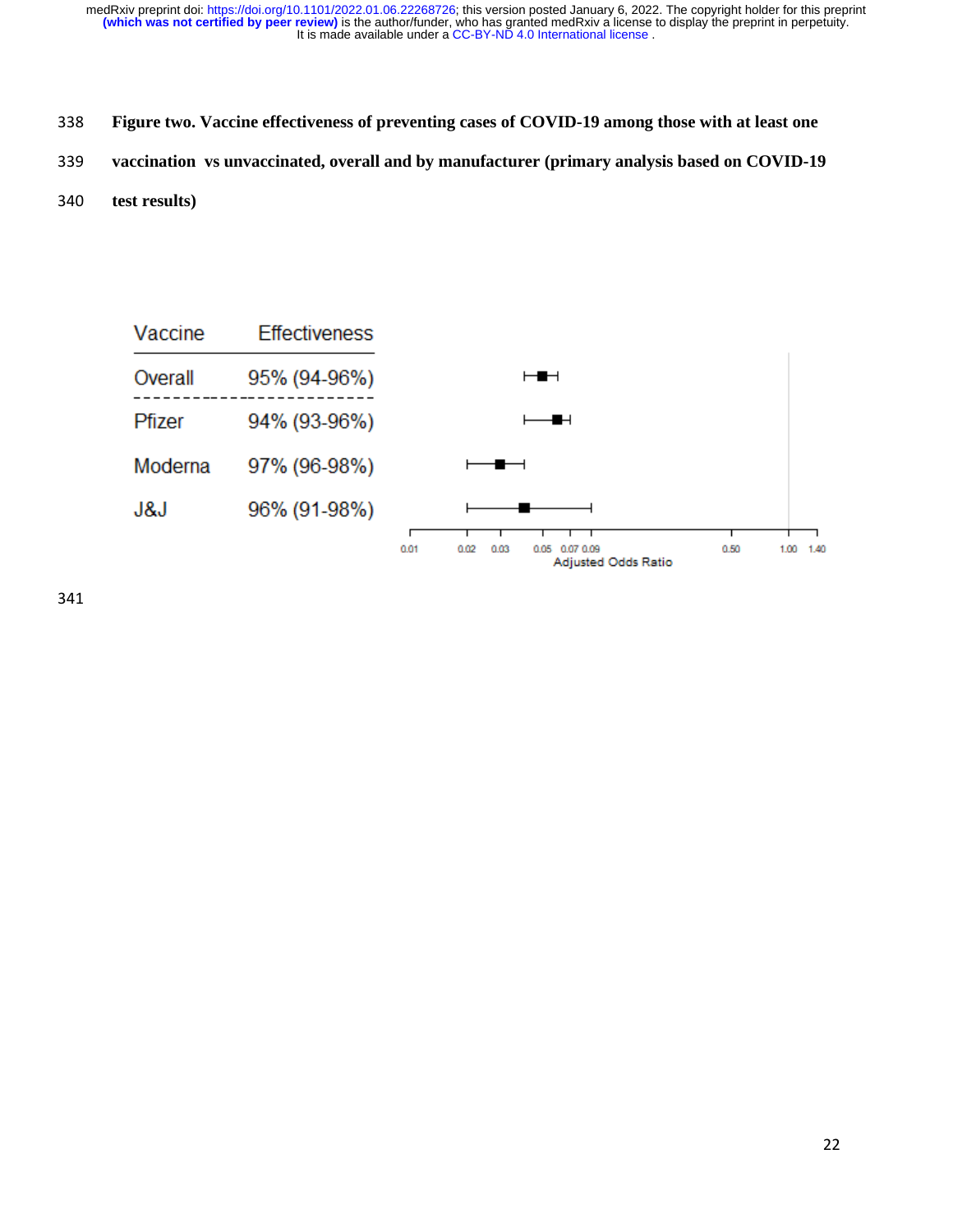**Figure two. Vaccine effectiveness of preventing cases of COVID-19 among those with at least one vaccination vs unvaccinated, overall and by manufacturer (primary analysis based on COVID-19 test results)**

| Vaccine | Effectiveness |
|---|---|
| Overall | 95% (94-96%) |
| Pfizer | 94% (93-96%) |
| Moderna | 97% (96-98%) |
| J&J | 96% (91-98%) |

Adjusted Odds Ratio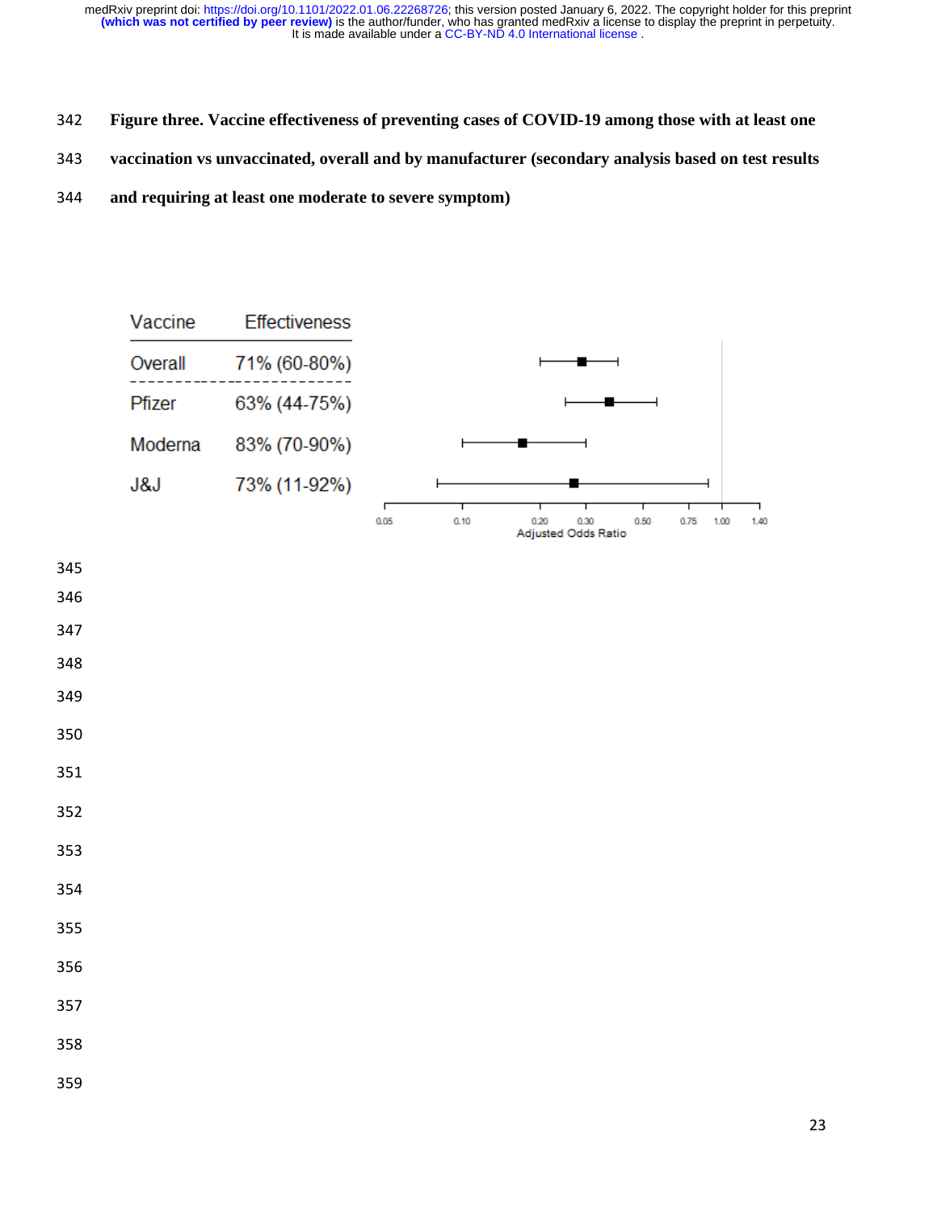**Figure three. Vaccine effectiveness of preventing cases of COVID-19 among those with at least one vaccination vs unvaccinated, overall and by manufacturer (secondary analysis based on test results and requiring at least one moderate to severe symptom)**

| Vaccine | Effectiveness |
| --- | --- |
| Overall | 71% (60-80%) |
| Pfizer | 63% (44-75%) |
| Moderna | 83% (70-90%) |
| J&J | 73% (11-92%) |

Adjusted Odds Ratio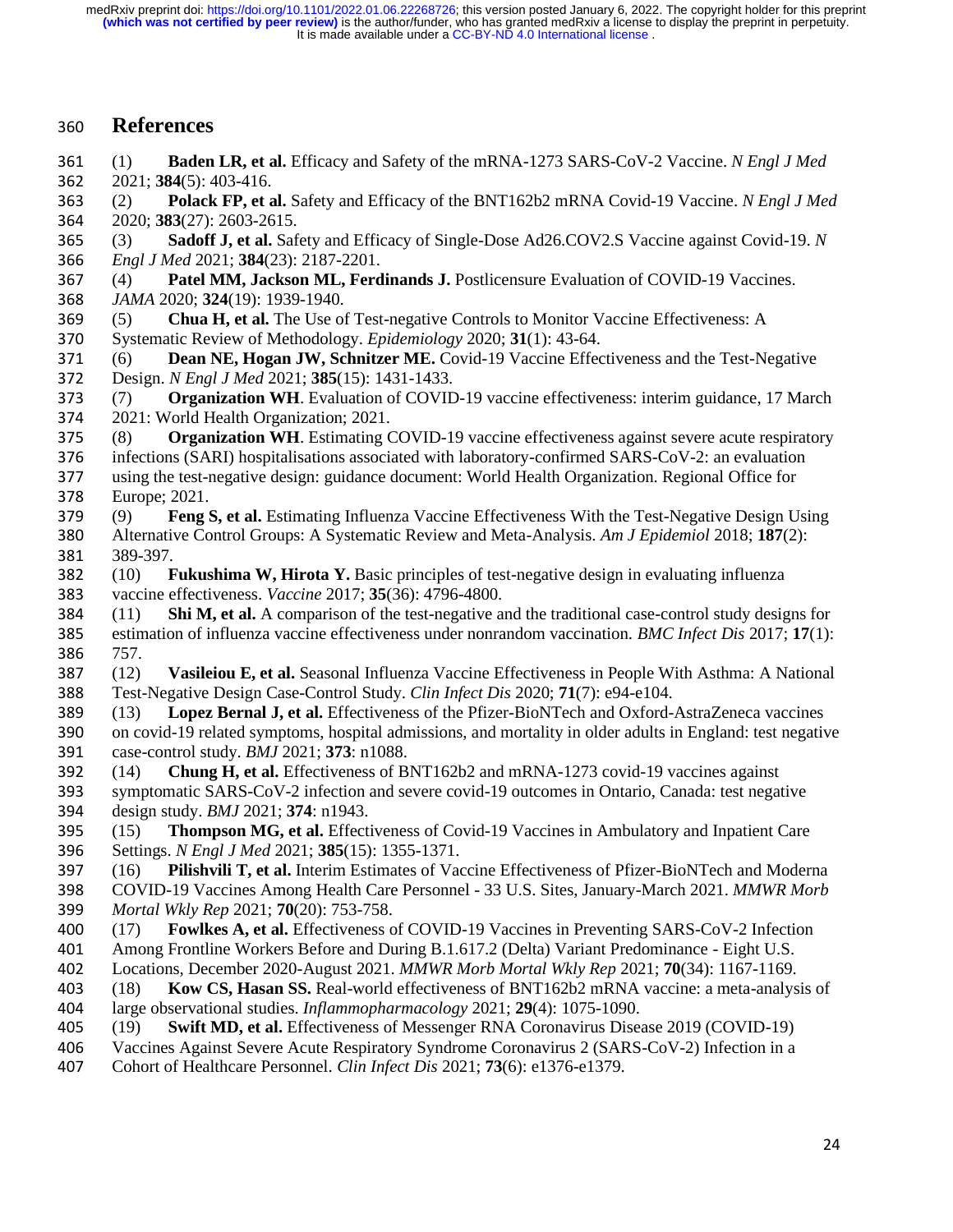# References

(1) **Baden LR, et al.** Efficacy and Safety of the mRNA-1273 SARS-CoV-2 Vaccine. *N Engl J Med* 2021; **384**(5): 403-416.

(2) **Polack FP, et al.** Safety and Efficacy of the BNT162b2 mRNA Covid-19 Vaccine. *N Engl J Med* 2020; **383**(27): 2603-2615.

(3) **Sadoff J, et al.** Safety and Efficacy of Single-Dose Ad26.COV2.S Vaccine against Covid-19. *N Engl J Med* 2021; **384**(23): 2187-2201.

(4) **Patel MM, Jackson ML, Ferdinands J.** Postlicensure Evaluation of COVID-19 Vaccines. *JAMA* 2020; **324**(19): 1939-1940.

(5) **Chua H, et al.** The Use of Test-negative Controls to Monitor Vaccine Effectiveness: A Systematic Review of Methodology. *Epidemiology* 2020; **31**(1): 43-64.

(6) **Dean NE, Hogan JW, Schnitzer ME.** Covid-19 Vaccine Effectiveness and the Test-Negative Design. *N Engl J Med* 2021; **385**(15): 1431-1433.

(7) **Organization WH**. Evaluation of COVID-19 vaccine effectiveness: interim guidance, 17 March 2021: World Health Organization; 2021.

(8) **Organization WH**. Estimating COVID-19 vaccine effectiveness against severe acute respiratory infections (SARI) hospitalisations associated with laboratory-confirmed SARS-CoV-2: an evaluation using the test-negative design: guidance document: World Health Organization. Regional Office for Europe; 2021.

(9) **Feng S, et al.** Estimating Influenza Vaccine Effectiveness With the Test-Negative Design Using Alternative Control Groups: A Systematic Review and Meta-Analysis. *Am J Epidemiol* 2018; **187**(2): 389-397.

(10) **Fukushima W, Hirota Y.** Basic principles of test-negative design in evaluating influenza vaccine effectiveness. *Vaccine* 2017; **35**(36): 4796-4800.

(11) **Shi M, et al.** A comparison of the test-negative and the traditional case-control study designs for estimation of influenza vaccine effectiveness under nonrandom vaccination. *BMC Infect Dis* 2017; **17**(1): 757.

(12) **Vasileiou E, et al.** Seasonal Influenza Vaccine Effectiveness in People With Asthma: A National Test-Negative Design Case-Control Study. *Clin Infect Dis* 2020; **71**(7): e94-e104.

(13) **Lopez Bernal J, et al.** Effectiveness of the Pfizer-BioNTech and Oxford-AstraZeneca vaccines on covid-19 related symptoms, hospital admissions, and mortality in older adults in England: test negative case-control study. *BMJ* 2021; **373**: n1088.

(14) **Chung H, et al.** Effectiveness of BNT162b2 and mRNA-1273 covid-19 vaccines against symptomatic SARS-CoV-2 infection and severe covid-19 outcomes in Ontario, Canada: test negative design study. *BMJ* 2021; **374**: n1943.

(15) **Thompson MG, et al.** Effectiveness of Covid-19 Vaccines in Ambulatory and Inpatient Care Settings. *N Engl J Med* 2021; **385**(15): 1355-1371.

(16) **Pilishvili T, et al.** Interim Estimates of Vaccine Effectiveness of Pfizer-BioNTech and Moderna COVID-19 Vaccines Among Health Care Personnel - 33 U.S. Sites, January-March 2021. *MMWR Morb Mortal Wkly Rep* 2021; **70**(20): 753-758.

(17) **Fowlkes A, et al.** Effectiveness of COVID-19 Vaccines in Preventing SARS-CoV-2 Infection Among Frontline Workers Before and During B.1.617.2 (Delta) Variant Predominance - Eight U.S. Locations, December 2020-August 2021. *MMWR Morb Mortal Wkly Rep* 2021; **70**(34): 1167-1169.

(18) **Kow CS, Hasan SS.** Real-world effectiveness of BNT162b2 mRNA vaccine: a meta-analysis of large observational studies. *Inflammopharmacology* 2021; **29**(4): 1075-1090.

(19) **Swift MD, et al.** Effectiveness of Messenger RNA Coronavirus Disease 2019 (COVID-19) Vaccines Against Severe Acute Respiratory Syndrome Coronavirus 2 (SARS-CoV-2) Infection in a Cohort of Healthcare Personnel. *Clin Infect Dis* 2021; **73**(6): e1376-e1379.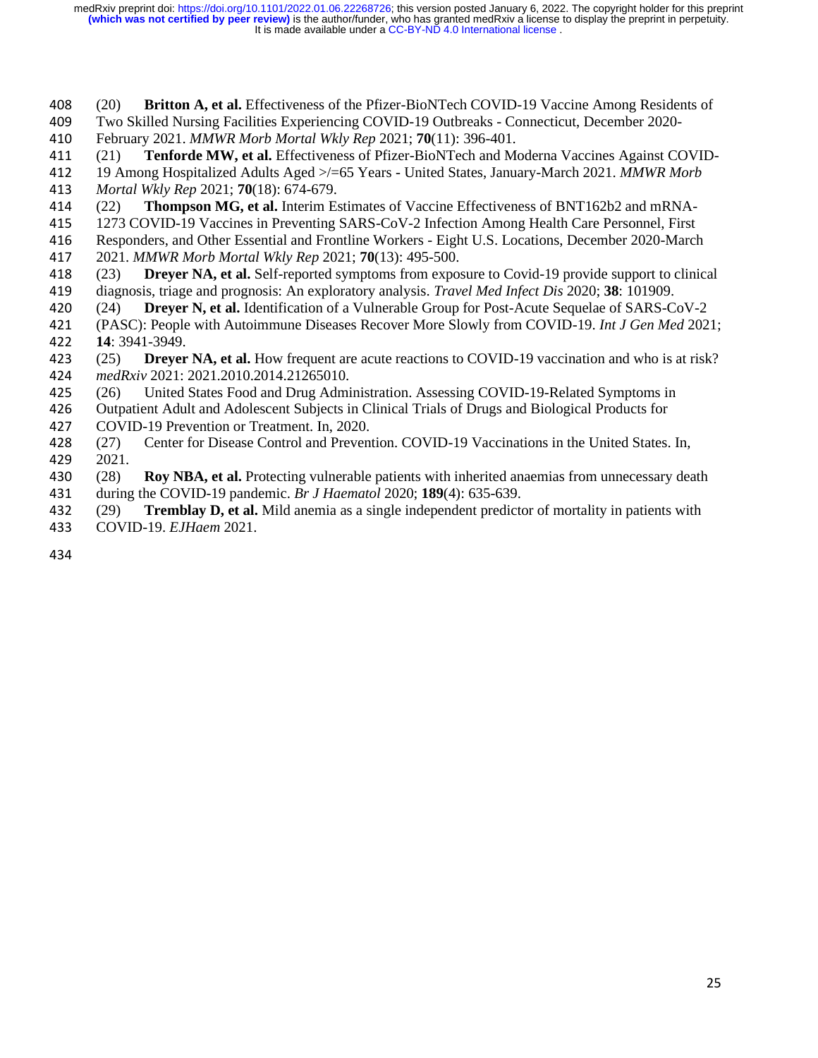(20) **Britton A, et al.** Effectiveness of the Pfizer-BioNTech COVID-19 Vaccine Among Residents of Two Skilled Nursing Facilities Experiencing COVID-19 Outbreaks - Connecticut, December 2020-February 2021. *MMWR Morb Mortal Wkly Rep* 2021; **70**(11): 396-401.

(21) **Tenforde MW, et al.** Effectiveness of Pfizer-BioNTech and Moderna Vaccines Against COVID-19 Among Hospitalized Adults Aged >/=65 Years - United States, January-March 2021. *MMWR Morb Mortal Wkly Rep* 2021; **70**(18): 674-679.

(22) **Thompson MG, et al.** Interim Estimates of Vaccine Effectiveness of BNT162b2 and mRNA-1273 COVID-19 Vaccines in Preventing SARS-CoV-2 Infection Among Health Care Personnel, First Responders, and Other Essential and Frontline Workers - Eight U.S. Locations, December 2020-March 2021. *MMWR Morb Mortal Wkly Rep* 2021; **70**(13): 495-500.

(23) **Dreyer NA, et al.** Self-reported symptoms from exposure to Covid-19 provide support to clinical diagnosis, triage and prognosis: An exploratory analysis. *Travel Med Infect Dis* 2020; **38**: 101909.

(24) **Dreyer N, et al.** Identification of a Vulnerable Group for Post-Acute Sequelae of SARS-CoV-2 (PASC): People with Autoimmune Diseases Recover More Slowly from COVID-19. *Int J Gen Med* 2021; **14**: 3941-3949.

(25) **Dreyer NA, et al.** How frequent are acute reactions to COVID-19 vaccination and who is at risk? *medRxiv* 2021: 2021.2010.2014.21265010.

(26) United States Food and Drug Administration. Assessing COVID-19-Related Symptoms in Outpatient Adult and Adolescent Subjects in Clinical Trials of Drugs and Biological Products for COVID-19 Prevention or Treatment. In, 2020.

(27) Center for Disease Control and Prevention. COVID-19 Vaccinations in the United States. In, 2021.

(28) **Roy NBA, et al.** Protecting vulnerable patients with inherited anaemias from unnecessary death during the COVID-19 pandemic. *Br J Haematol* 2020; **189**(4): 635-639.

(29) **Tremblay D, et al.** Mild anemia as a single independent predictor of mortality in patients with COVID-19. *EJHaem* 2021.